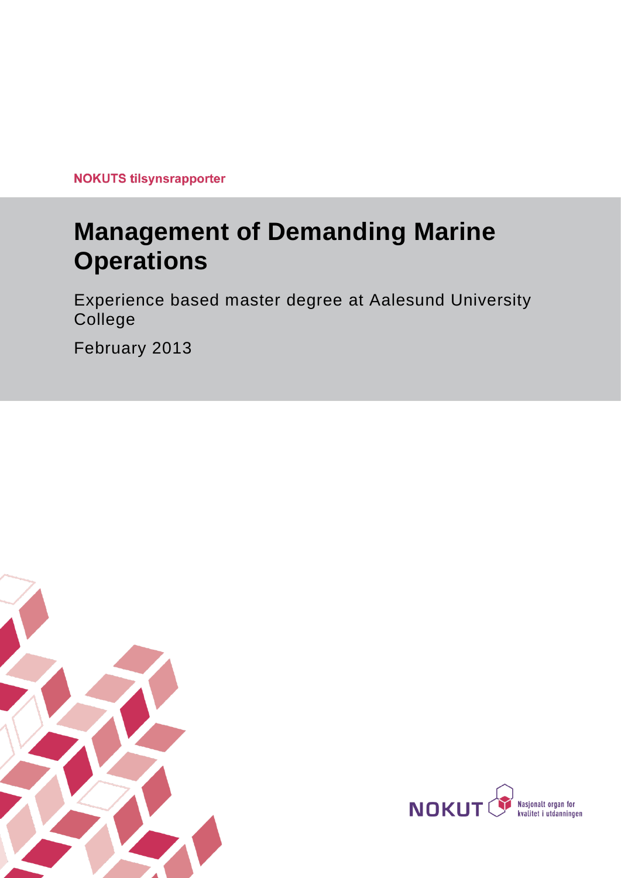NOKUTS tilsynsrapporter

# Management of Demanding Marine Operations

Experience based master degree at Aalesund University College

February 2013

NOKUT Nasjonalt organ for kvalitet i utdanningen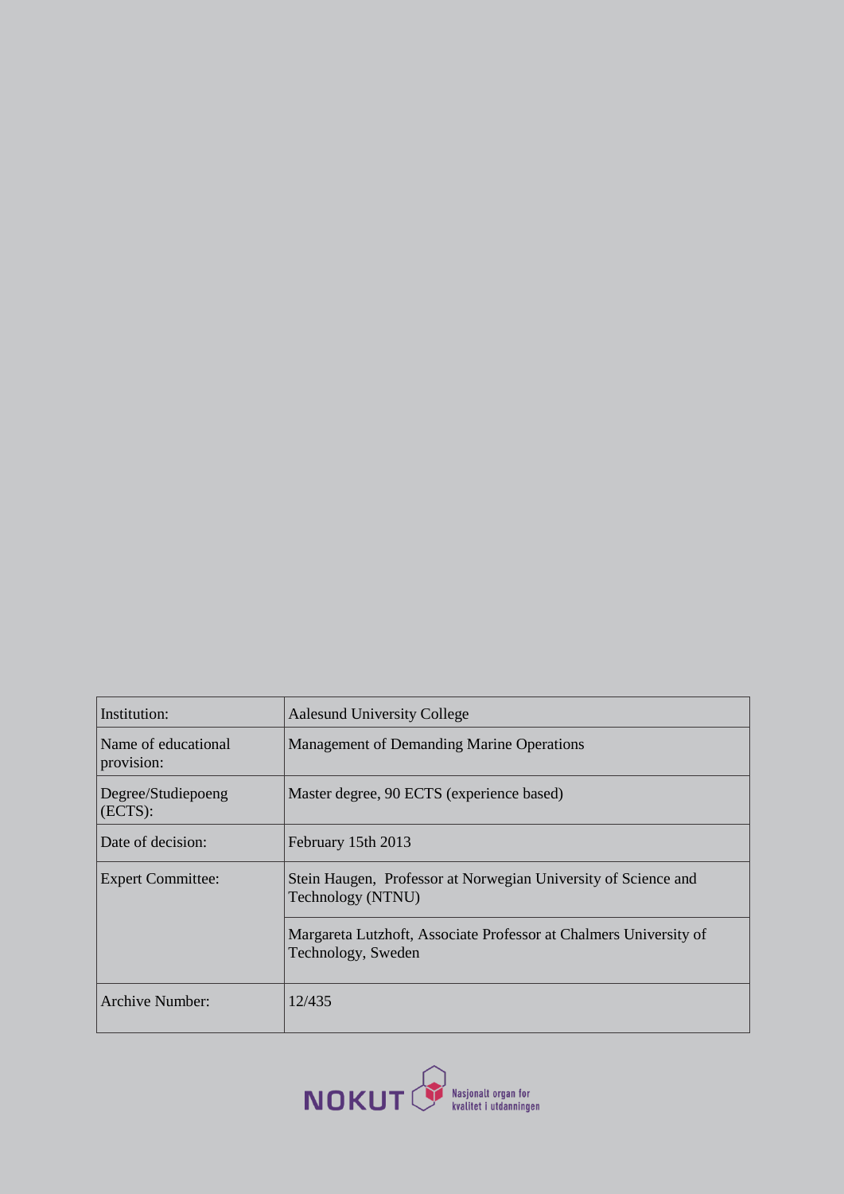| Institution: | Aalesund University College |
|---|---|
| Name of educational provision: | Management of Demanding Marine Operations |
| Degree/Studiepoeng (ECTS): | Master degree, 90 ECTS (experience based) |
| Date of decision: | February 15th 2013 |
| Expert Committee: | Stein Haugen, Professor at Norwegian University of Science and Technology (NTNU) |
| | Margareta Lutzhoft, Associate Professor at Chalmers University of Technology, Sweden |
| Archive Number: | 12/435 |

NOKUT Nasjonalt organ for kvalitet i utdanningen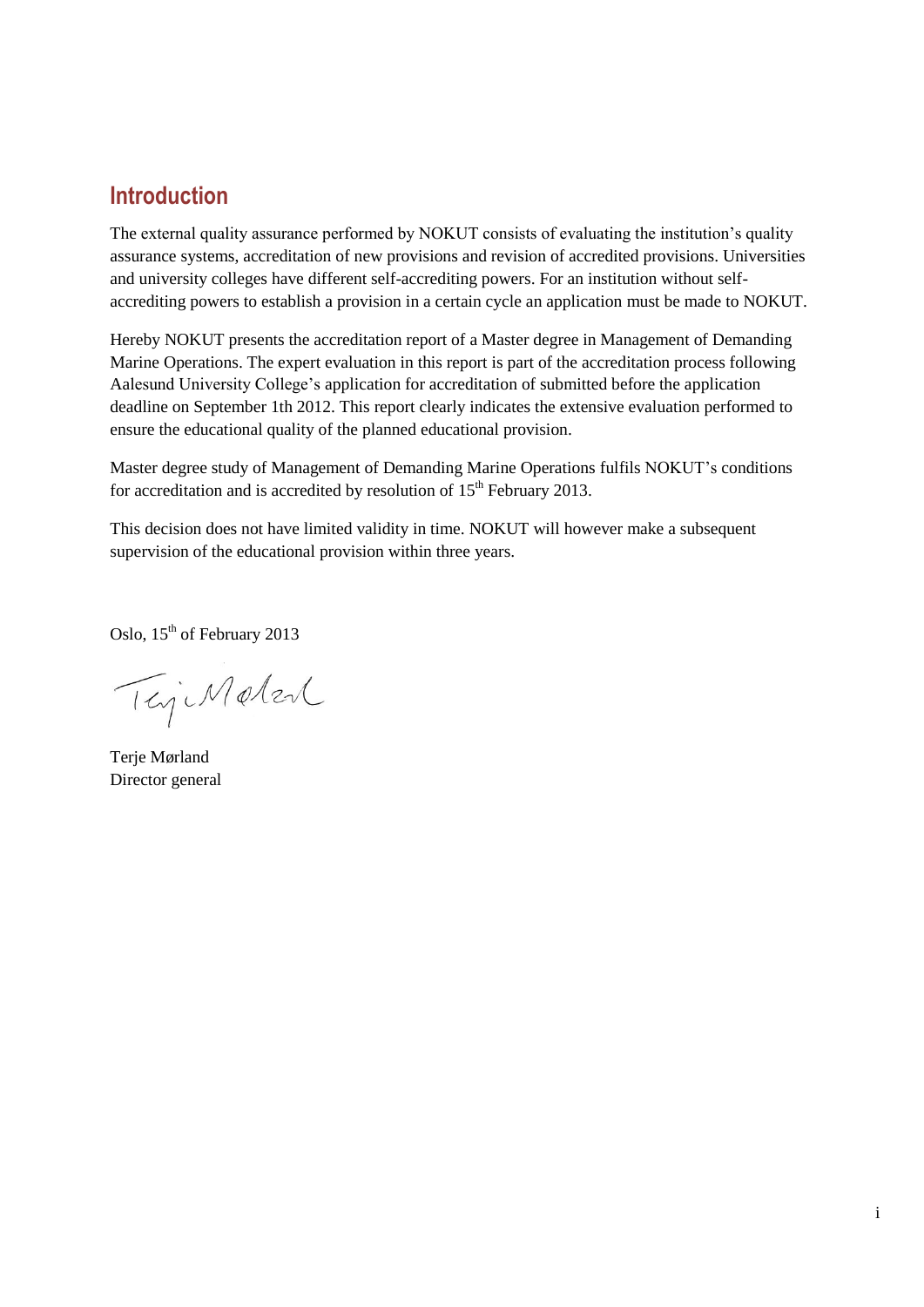## Introduction

The external quality assurance performed by NOKUT consists of evaluating the institution's quality assurance systems, accreditation of new provisions and revision of accredited provisions. Universities and university colleges have different self-accrediting powers. For an institution without self-accrediting powers to establish a provision in a certain cycle an application must be made to NOKUT.

Hereby NOKUT presents the accreditation report of a Master degree in Management of Demanding Marine Operations. The expert evaluation in this report is part of the accreditation process following Aalesund University College's application for accreditation of submitted before the application deadline on September 1th 2012. This report clearly indicates the extensive evaluation performed to ensure the educational quality of the planned educational provision.

Master degree study of Management of Demanding Marine Operations fulfils NOKUT's conditions for accreditation and is accredited by resolution of 15th February 2013.

This decision does not have limited validity in time. NOKUT will however make a subsequent supervision of the educational provision within three years.

Oslo, 15th of February 2013

Terje Mørland
Director general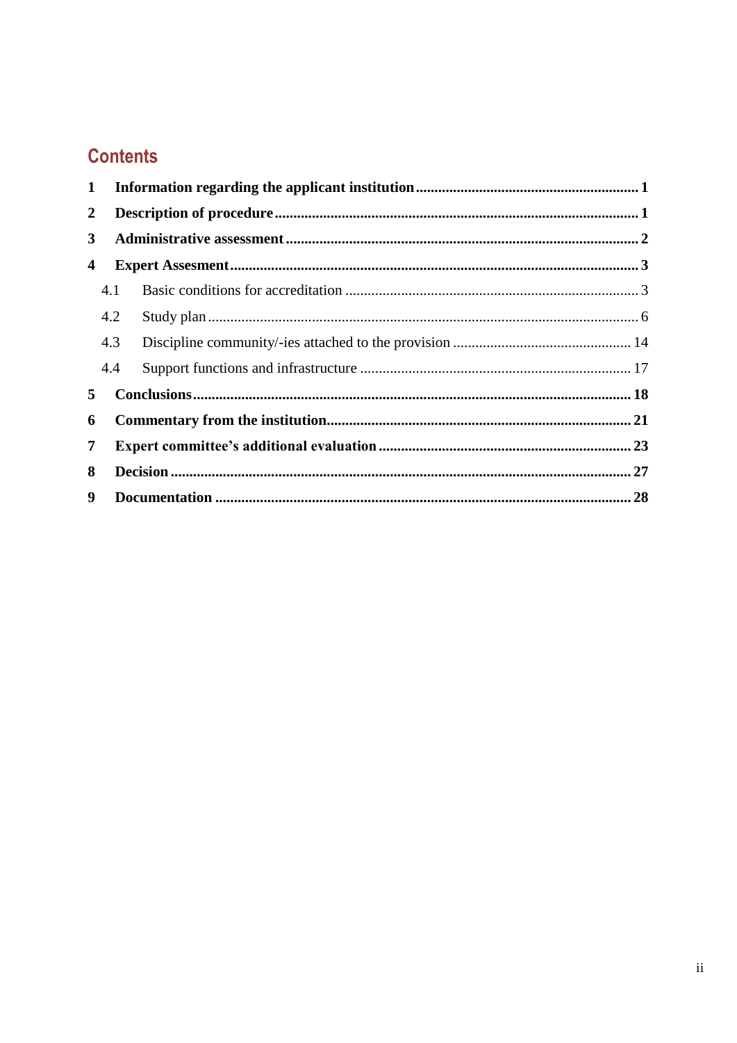## Contents

**1 Information regarding the applicant institution ..... 1**

**2 Description of procedure ..... 1**

**3 Administrative assessment ..... 2**

**4 Expert Assesment ..... 3**

- 4.1 Basic conditions for accreditation ..... 3
- 4.2 Study plan ..... 6
- 4.3 Discipline community/-ies attached to the provision ..... 14
- 4.4 Support functions and infrastructure ..... 17

**5 Conclusions ..... 18**

**6 Commentary from the institution ..... 21**

**7 Expert committee's additional evaluation ..... 23**

**8 Decision ..... 27**

**9 Documentation ..... 28**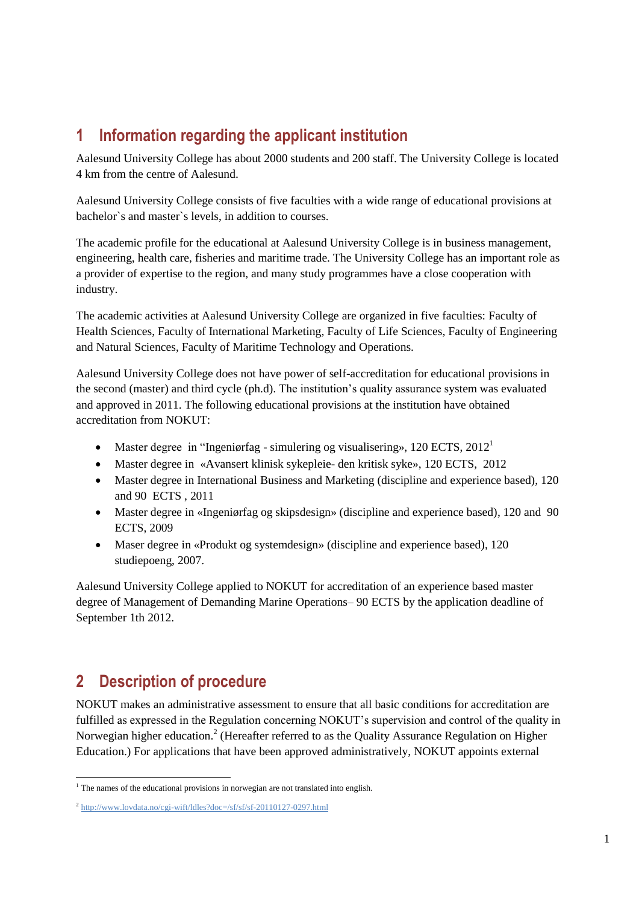# 1 Information regarding the applicant institution

Aalesund University College has about 2000 students and 200 staff. The University College is located 4 km from the centre of Aalesund.

Aalesund University College consists of five faculties with a wide range of educational provisions at bachelor`s and master`s levels, in addition to courses.

The academic profile for the educational at Aalesund University College is in business management, engineering, health care, fisheries and maritime trade. The University College has an important role as a provider of expertise to the region, and many study programmes have a close cooperation with industry.

The academic activities at Aalesund University College are organized in five faculties: Faculty of Health Sciences, Faculty of International Marketing, Faculty of Life Sciences, Faculty of Engineering and Natural Sciences, Faculty of Maritime Technology and Operations.

Aalesund University College does not have power of self-accreditation for educational provisions in the second (master) and third cycle (ph.d). The institution's quality assurance system was evaluated and approved in 2011. The following educational provisions at the institution have obtained accreditation from NOKUT:

- Master degree in "Ingeniørfag - simulering og visualisering», 120 ECTS, 2012[1]
- Master degree in «Avansert klinisk sykepleie- den kritisk syke», 120 ECTS, 2012
- Master degree in International Business and Marketing (discipline and experience based), 120 and 90 ECTS , 2011
- Master degree in «Ingeniørfag og skipsdesign» (discipline and experience based), 120 and 90 ECTS, 2009
- Maser degree in «Produkt og systemdesign» (discipline and experience based), 120 studiepoeng, 2007.

Aalesund University College applied to NOKUT for accreditation of an experience based master degree of Management of Demanding Marine Operations– 90 ECTS by the application deadline of September 1th 2012.

# 2 Description of procedure

NOKUT makes an administrative assessment to ensure that all basic conditions for accreditation are fulfilled as expressed in the Regulation concerning NOKUT's supervision and control of the quality in Norwegian higher education.[2] (Hereafter referred to as the Quality Assurance Regulation on Higher Education.) For applications that have been approved administratively, NOKUT appoints external

[1] The names of the educational provisions in norwegian are not translated into english.

[2] http://www.lovdata.no/cgi-wift/ldles?doc=/sf/sf/sf-20110127-0297.html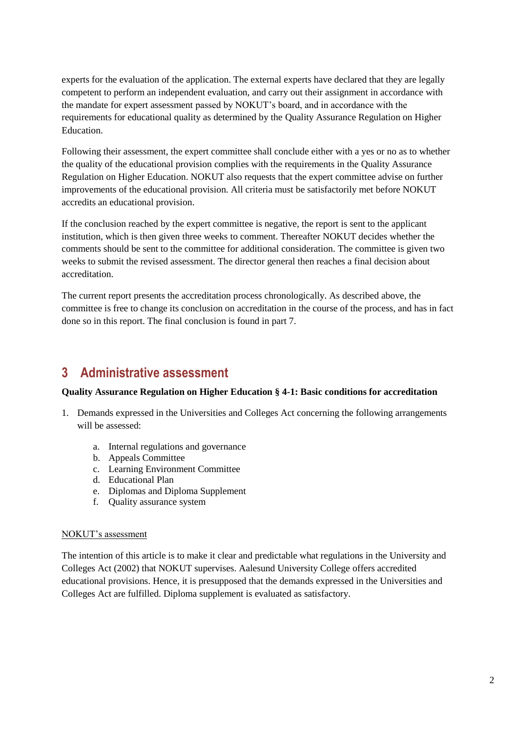experts for the evaluation of the application. The external experts have declared that they are legally competent to perform an independent evaluation, and carry out their assignment in accordance with the mandate for expert assessment passed by NOKUT's board, and in accordance with the requirements for educational quality as determined by the Quality Assurance Regulation on Higher Education.

Following their assessment, the expert committee shall conclude either with a yes or no as to whether the quality of the educational provision complies with the requirements in the Quality Assurance Regulation on Higher Education. NOKUT also requests that the expert committee advise on further improvements of the educational provision. All criteria must be satisfactorily met before NOKUT accredits an educational provision.

If the conclusion reached by the expert committee is negative, the report is sent to the applicant institution, which is then given three weeks to comment. Thereafter NOKUT decides whether the comments should be sent to the committee for additional consideration. The committee is given two weeks to submit the revised assessment. The director general then reaches a final decision about accreditation.

The current report presents the accreditation process chronologically. As described above, the committee is free to change its conclusion on accreditation in the course of the process, and has in fact done so in this report. The final conclusion is found in part 7.

# 3 Administrative assessment

**Quality Assurance Regulation on Higher Education § 4-1: Basic conditions for accreditation**

1. Demands expressed in the Universities and Colleges Act concerning the following arrangements will be assessed:
    a. Internal regulations and governance
    b. Appeals Committee
    c. Learning Environment Committee
    d. Educational Plan
    e. Diplomas and Diploma Supplement
    f. Quality assurance system

<u>NOKUT's assessment</u>

The intention of this article is to make it clear and predictable what regulations in the University and Colleges Act (2002) that NOKUT supervises. Aalesund University College offers accredited educational provisions. Hence, it is presupposed that the demands expressed in the Universities and Colleges Act are fulfilled. Diploma supplement is evaluated as satisfactory.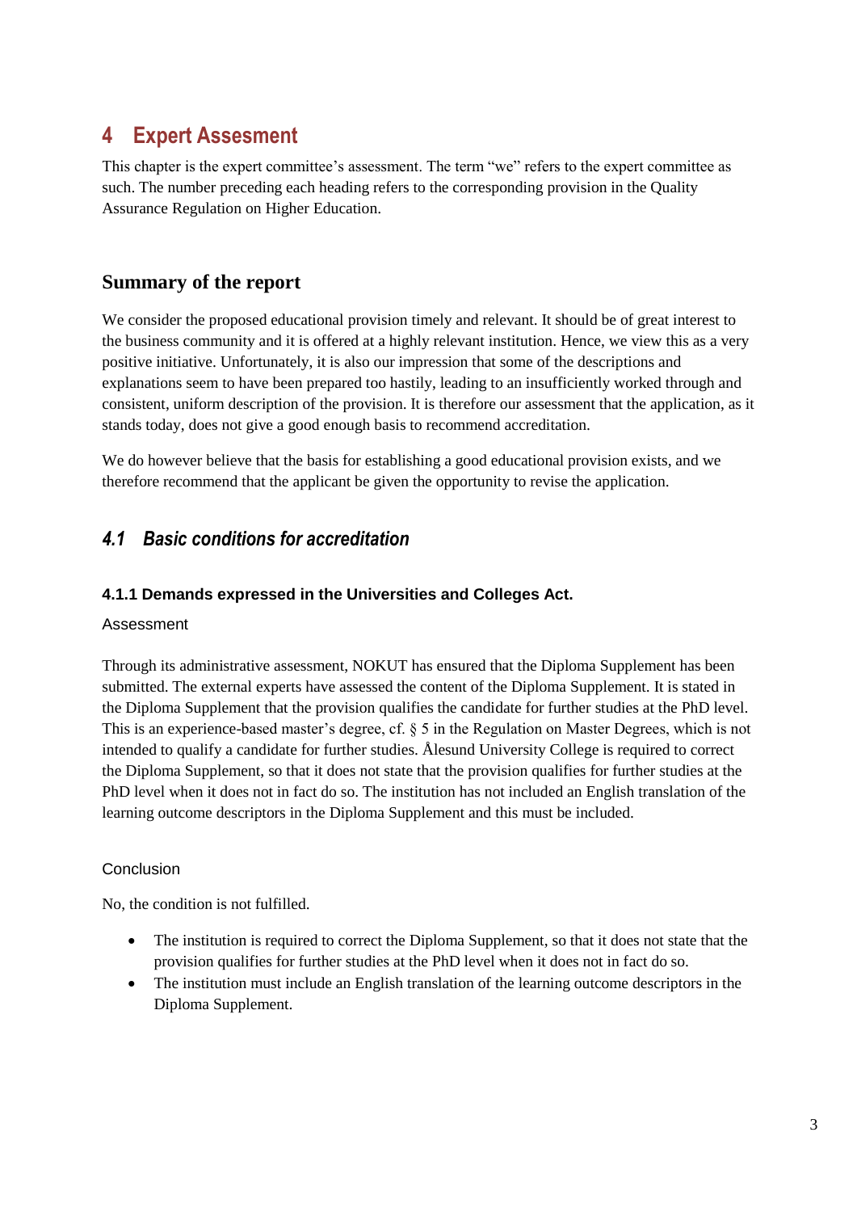# 4 Expert Assesment

This chapter is the expert committee's assessment. The term "we" refers to the expert committee as such. The number preceding each heading refers to the corresponding provision in the Quality Assurance Regulation on Higher Education.

## Summary of the report

We consider the proposed educational provision timely and relevant. It should be of great interest to the business community and it is offered at a highly relevant institution. Hence, we view this as a very positive initiative. Unfortunately, it is also our impression that some of the descriptions and explanations seem to have been prepared too hastily, leading to an insufficiently worked through and consistent, uniform description of the provision. It is therefore our assessment that the application, as it stands today, does not give a good enough basis to recommend accreditation.

We do however believe that the basis for establishing a good educational provision exists, and we therefore recommend that the applicant be given the opportunity to revise the application.

## *4.1 Basic conditions for accreditation*

### 4.1.1 Demands expressed in the Universities and Colleges Act.

Assessment

Through its administrative assessment, NOKUT has ensured that the Diploma Supplement has been submitted. The external experts have assessed the content of the Diploma Supplement. It is stated in the Diploma Supplement that the provision qualifies the candidate for further studies at the PhD level. This is an experience-based master's degree, cf. § 5 in the Regulation on Master Degrees, which is not intended to qualify a candidate for further studies. Ålesund University College is required to correct the Diploma Supplement, so that it does not state that the provision qualifies for further studies at the PhD level when it does not in fact do so. The institution has not included an English translation of the learning outcome descriptors in the Diploma Supplement and this must be included.

Conclusion

No, the condition is not fulfilled.

- The institution is required to correct the Diploma Supplement, so that it does not state that the provision qualifies for further studies at the PhD level when it does not in fact do so.
- The institution must include an English translation of the learning outcome descriptors in the Diploma Supplement.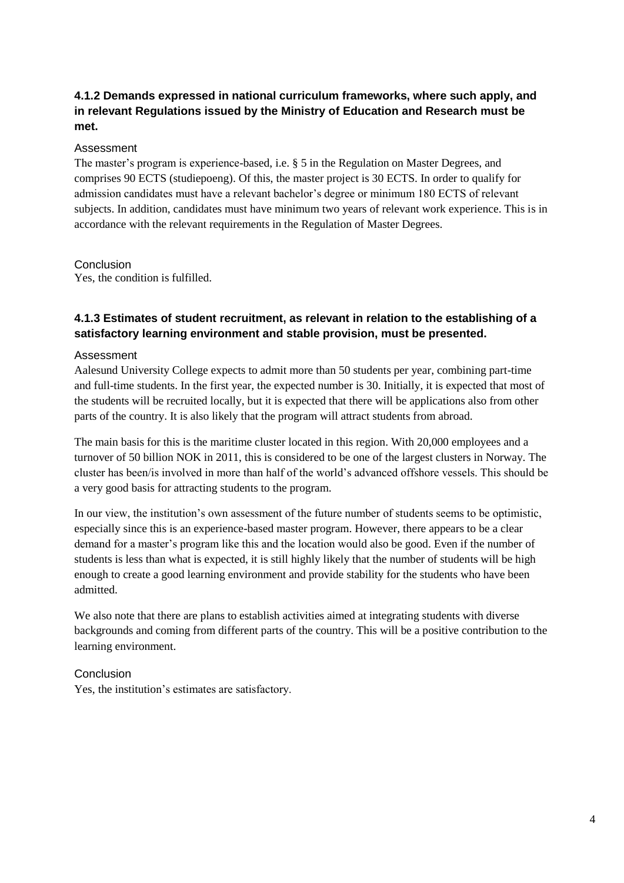### 4.1.2 Demands expressed in national curriculum frameworks, where such apply, and in relevant Regulations issued by the Ministry of Education and Research must be met.

#### Assessment

The master's program is experience-based, i.e. § 5 in the Regulation on Master Degrees, and comprises 90 ECTS (studiepoeng). Of this, the master project is 30 ECTS. In order to qualify for admission candidates must have a relevant bachelor's degree or minimum 180 ECTS of relevant subjects. In addition, candidates must have minimum two years of relevant work experience. This is in accordance with the relevant requirements in the Regulation of Master Degrees.

#### Conclusion

Yes, the condition is fulfilled.

### 4.1.3 Estimates of student recruitment, as relevant in relation to the establishing of a satisfactory learning environment and stable provision, must be presented.

#### Assessment

Aalesund University College expects to admit more than 50 students per year, combining part-time and full-time students. In the first year, the expected number is 30. Initially, it is expected that most of the students will be recruited locally, but it is expected that there will be applications also from other parts of the country. It is also likely that the program will attract students from abroad.

The main basis for this is the maritime cluster located in this region. With 20,000 employees and a turnover of 50 billion NOK in 2011, this is considered to be one of the largest clusters in Norway. The cluster has been/is involved in more than half of the world's advanced offshore vessels. This should be a very good basis for attracting students to the program.

In our view, the institution's own assessment of the future number of students seems to be optimistic, especially since this is an experience-based master program. However, there appears to be a clear demand for a master's program like this and the location would also be good. Even if the number of students is less than what is expected, it is still highly likely that the number of students will be high enough to create a good learning environment and provide stability for the students who have been admitted.

We also note that there are plans to establish activities aimed at integrating students with diverse backgrounds and coming from different parts of the country. This will be a positive contribution to the learning environment.

#### Conclusion

Yes, the institution's estimates are satisfactory.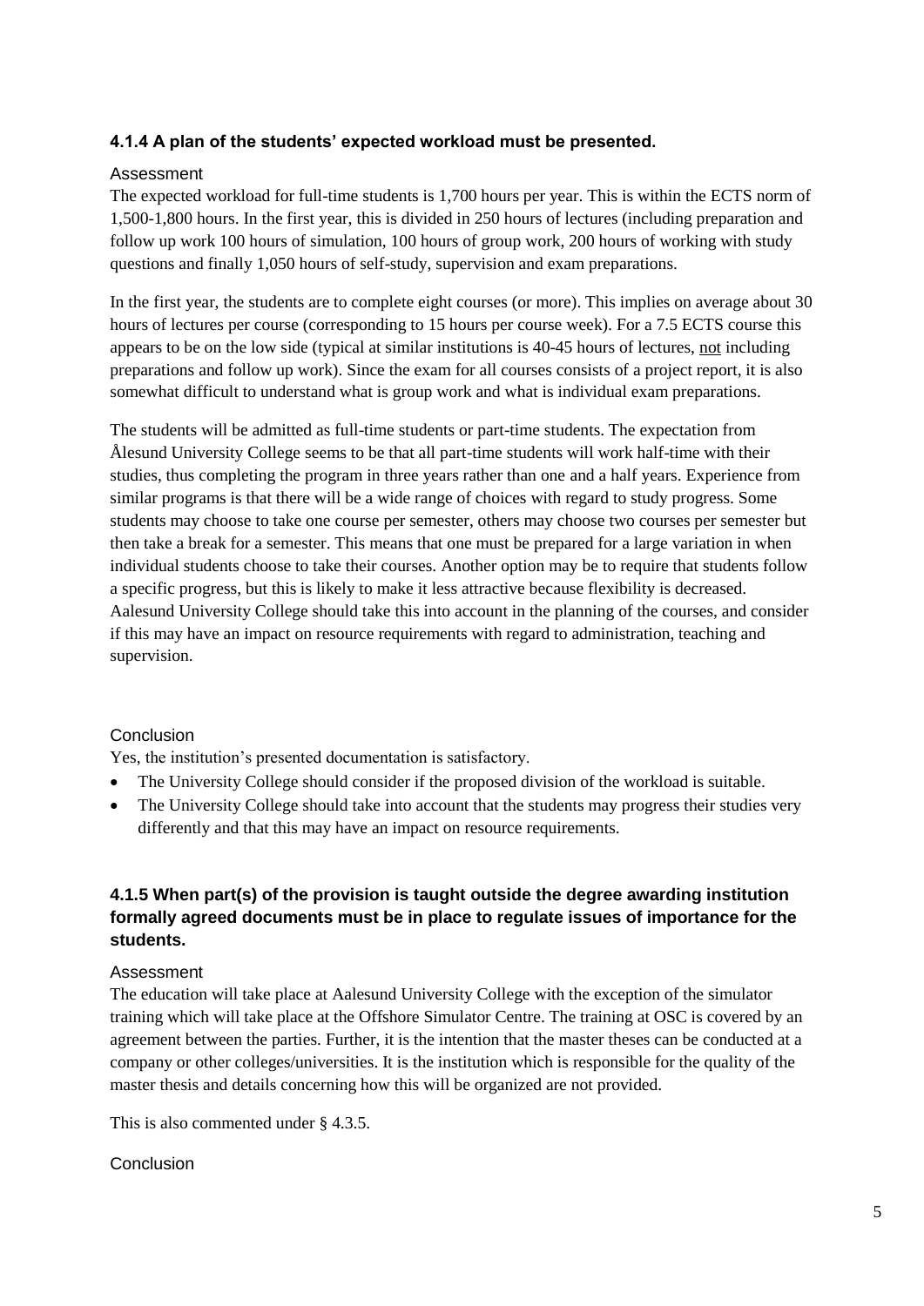### 4.1.4 A plan of the students' expected workload must be presented.

Assessment

The expected workload for full-time students is 1,700 hours per year. This is within the ECTS norm of 1,500-1,800 hours. In the first year, this is divided in 250 hours of lectures (including preparation and follow up work 100 hours of simulation, 100 hours of group work, 200 hours of working with study questions and finally 1,050 hours of self-study, supervision and exam preparations.

In the first year, the students are to complete eight courses (or more). This implies on average about 30 hours of lectures per course (corresponding to 15 hours per course week). For a 7.5 ECTS course this appears to be on the low side (typical at similar institutions is 40-45 hours of lectures, not including preparations and follow up work). Since the exam for all courses consists of a project report, it is also somewhat difficult to understand what is group work and what is individual exam preparations.

The students will be admitted as full-time students or part-time students. The expectation from Ålesund University College seems to be that all part-time students will work half-time with their studies, thus completing the program in three years rather than one and a half years. Experience from similar programs is that there will be a wide range of choices with regard to study progress. Some students may choose to take one course per semester, others may choose two courses per semester but then take a break for a semester. This means that one must be prepared for a large variation in when individual students choose to take their courses. Another option may be to require that students follow a specific progress, but this is likely to make it less attractive because flexibility is decreased. Aalesund University College should take this into account in the planning of the courses, and consider if this may have an impact on resource requirements with regard to administration, teaching and supervision.

Conclusion

Yes, the institution's presented documentation is satisfactory.

- The University College should consider if the proposed division of the workload is suitable.
- The University College should take into account that the students may progress their studies very differently and that this may have an impact on resource requirements.

### 4.1.5 When part(s) of the provision is taught outside the degree awarding institution formally agreed documents must be in place to regulate issues of importance for the students.

Assessment

The education will take place at Aalesund University College with the exception of the simulator training which will take place at the Offshore Simulator Centre. The training at OSC is covered by an agreement between the parties. Further, it is the intention that the master theses can be conducted at a company or other colleges/universities. It is the institution which is responsible for the quality of the master thesis and details concerning how this will be organized are not provided.

This is also commented under § 4.3.5.

Conclusion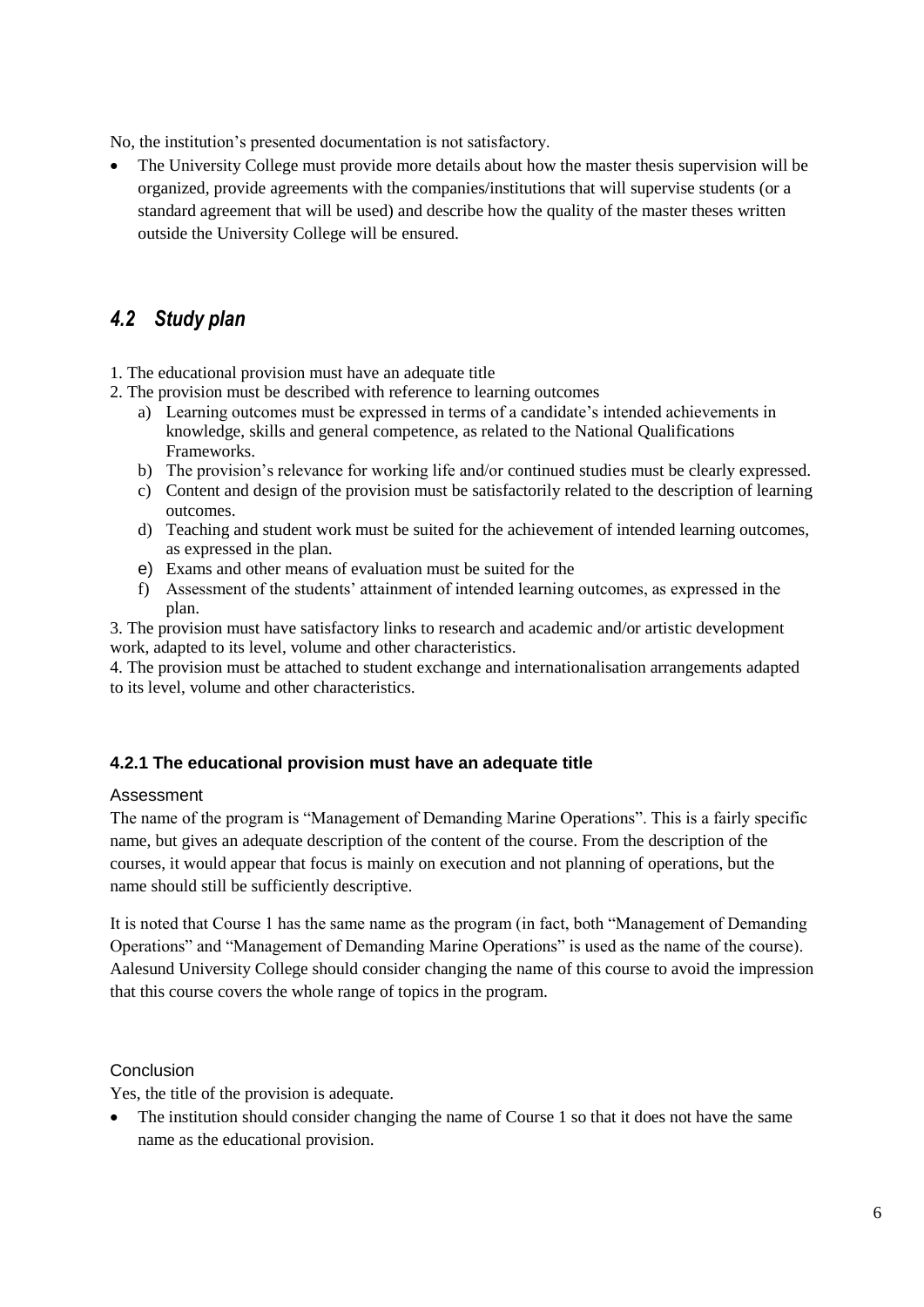No, the institution's presented documentation is not satisfactory.

- The University College must provide more details about how the master thesis supervision will be organized, provide agreements with the companies/institutions that will supervise students (or a standard agreement that will be used) and describe how the quality of the master theses written outside the University College will be ensured.

## *4.2 Study plan*

1. The educational provision must have an adequate title
2. The provision must be described with reference to learning outcomes
   a) Learning outcomes must be expressed in terms of a candidate's intended achievements in knowledge, skills and general competence, as related to the National Qualifications Frameworks.
   b) The provision's relevance for working life and/or continued studies must be clearly expressed.
   c) Content and design of the provision must be satisfactorily related to the description of learning outcomes.
   d) Teaching and student work must be suited for the achievement of intended learning outcomes, as expressed in the plan.
   e) Exams and other means of evaluation must be suited for the
   f) Assessment of the students' attainment of intended learning outcomes, as expressed in the plan.
3. The provision must have satisfactory links to research and academic and/or artistic development work, adapted to its level, volume and other characteristics.
4. The provision must be attached to student exchange and internationalisation arrangements adapted to its level, volume and other characteristics.

### 4.2.1 The educational provision must have an adequate title

Assessment

The name of the program is "Management of Demanding Marine Operations". This is a fairly specific name, but gives an adequate description of the content of the course. From the description of the courses, it would appear that focus is mainly on execution and not planning of operations, but the name should still be sufficiently descriptive.

It is noted that Course 1 has the same name as the program (in fact, both "Management of Demanding Operations" and "Management of Demanding Marine Operations" is used as the name of the course). Aalesund University College should consider changing the name of this course to avoid the impression that this course covers the whole range of topics in the program.

Conclusion

Yes, the title of the provision is adequate.

- The institution should consider changing the name of Course 1 so that it does not have the same name as the educational provision.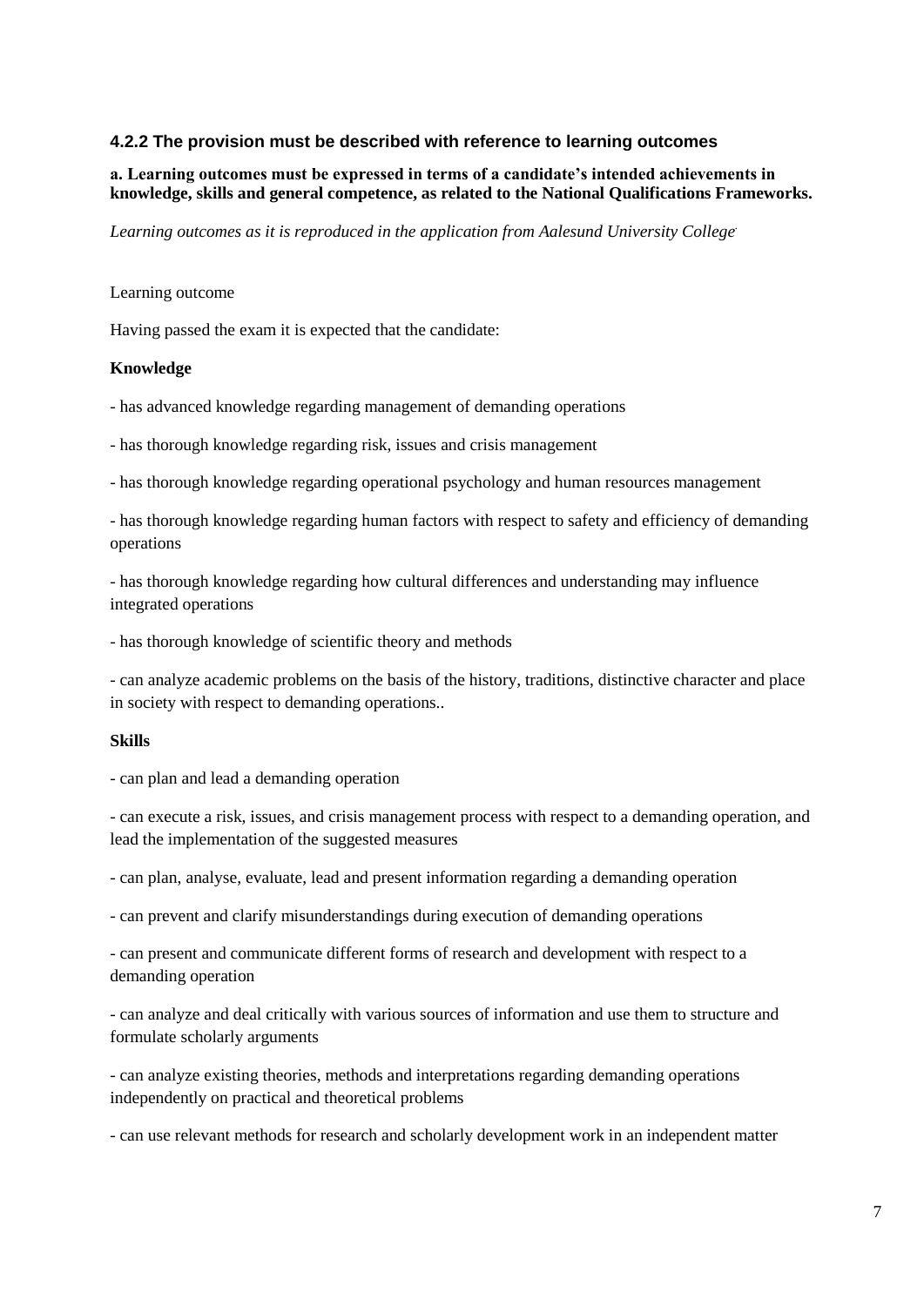### 4.2.2 The provision must be described with reference to learning outcomes

**a. Learning outcomes must be expressed in terms of a candidate's intended achievements in knowledge, skills and general competence, as related to the National Qualifications Frameworks.**

*Learning outcomes as it is reproduced in the application from Aalesund University College.*

Learning outcome

Having passed the exam it is expected that the candidate:

**Knowledge**

- has advanced knowledge regarding management of demanding operations
- has thorough knowledge regarding risk, issues and crisis management
- has thorough knowledge regarding operational psychology and human resources management
- has thorough knowledge regarding human factors with respect to safety and efficiency of demanding operations
- has thorough knowledge regarding how cultural differences and understanding may influence integrated operations
- has thorough knowledge of scientific theory and methods
- can analyze academic problems on the basis of the history, traditions, distinctive character and place in society with respect to demanding operations..

**Skills**

- can plan and lead a demanding operation
- can execute a risk, issues, and crisis management process with respect to a demanding operation, and lead the implementation of the suggested measures
- can plan, analyse, evaluate, lead and present information regarding a demanding operation
- can prevent and clarify misunderstandings during execution of demanding operations
- can present and communicate different forms of research and development with respect to a demanding operation
- can analyze and deal critically with various sources of information and use them to structure and formulate scholarly arguments
- can analyze existing theories, methods and interpretations regarding demanding operations independently on practical and theoretical problems
- can use relevant methods for research and scholarly development work in an independent matter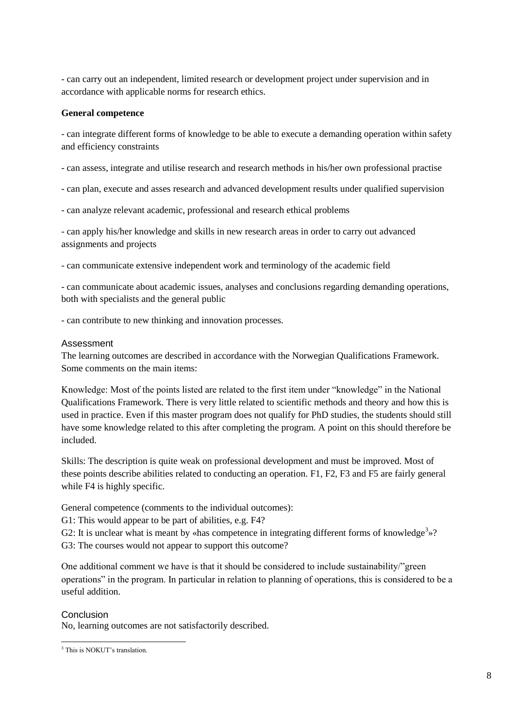- can carry out an independent, limited research or development project under supervision and in accordance with applicable norms for research ethics.

**General competence**

- can integrate different forms of knowledge to be able to execute a demanding operation within safety and efficiency constraints

- can assess, integrate and utilise research and research methods in his/her own professional practise

- can plan, execute and asses research and advanced development results under qualified supervision

- can analyze relevant academic, professional and research ethical problems

- can apply his/her knowledge and skills in new research areas in order to carry out advanced assignments and projects

- can communicate extensive independent work and terminology of the academic field

- can communicate about academic issues, analyses and conclusions regarding demanding operations, both with specialists and the general public

- can contribute to new thinking and innovation processes.

### Assessment

The learning outcomes are described in accordance with the Norwegian Qualifications Framework. Some comments on the main items:

Knowledge: Most of the points listed are related to the first item under "knowledge" in the National Qualifications Framework. There is very little related to scientific methods and theory and how this is used in practice. Even if this master program does not qualify for PhD studies, the students should still have some knowledge related to this after completing the program. A point on this should therefore be included.

Skills: The description is quite weak on professional development and must be improved. Most of these points describe abilities related to conducting an operation. F1, F2, F3 and F5 are fairly general while F4 is highly specific.

General competence (comments to the individual outcomes):
G1: This would appear to be part of abilities, e.g. F4?
G2: It is unclear what is meant by «has competence in integrating different forms of knowledge[3]»?
G3: The courses would not appear to support this outcome?

One additional comment we have is that it should be considered to include sustainability/"green operations" in the program. In particular in relation to planning of operations, this is considered to be a useful addition.

### Conclusion

No, learning outcomes are not satisfactorily described.

[3] This is NOKUT's translation.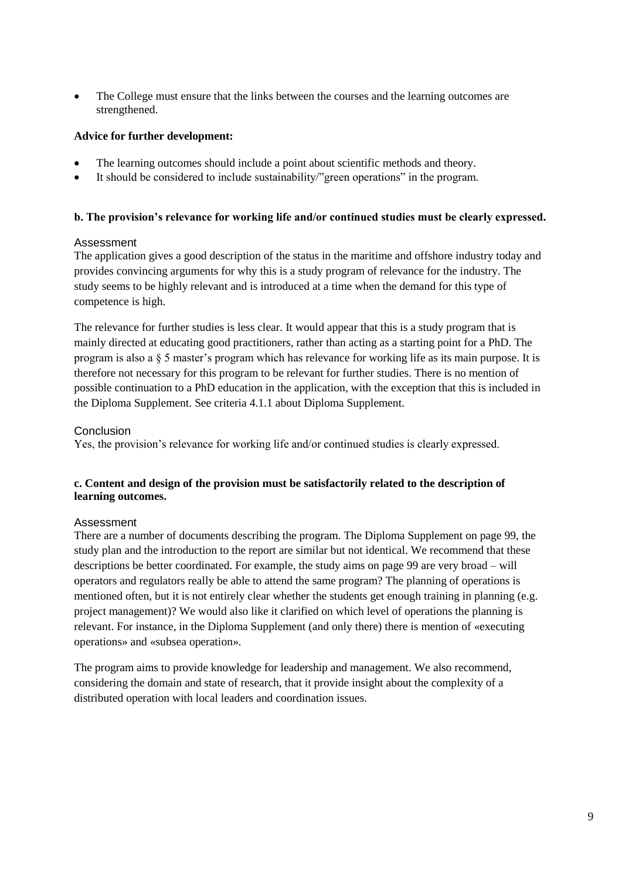- The College must ensure that the links between the courses and the learning outcomes are strengthened.

**Advice for further development:**

- The learning outcomes should include a point about scientific methods and theory.
- It should be considered to include sustainability/"green operations" in the program.

**b. The provision's relevance for working life and/or continued studies must be clearly expressed.**

Assessment

The application gives a good description of the status in the maritime and offshore industry today and provides convincing arguments for why this is a study program of relevance for the industry. The study seems to be highly relevant and is introduced at a time when the demand for this type of competence is high.

The relevance for further studies is less clear. It would appear that this is a study program that is mainly directed at educating good practitioners, rather than acting as a starting point for a PhD. The program is also a § 5 master's program which has relevance for working life as its main purpose. It is therefore not necessary for this program to be relevant for further studies. There is no mention of possible continuation to a PhD education in the application, with the exception that this is included in the Diploma Supplement. See criteria 4.1.1 about Diploma Supplement.

Conclusion

Yes, the provision's relevance for working life and/or continued studies is clearly expressed.

**c. Content and design of the provision must be satisfactorily related to the description of learning outcomes.**

Assessment

There are a number of documents describing the program. The Diploma Supplement on page 99, the study plan and the introduction to the report are similar but not identical. We recommend that these descriptions be better coordinated. For example, the study aims on page 99 are very broad – will operators and regulators really be able to attend the same program? The planning of operations is mentioned often, but it is not entirely clear whether the students get enough training in planning (e.g. project management)? We would also like it clarified on which level of operations the planning is relevant. For instance, in the Diploma Supplement (and only there) there is mention of «executing operations» and «subsea operation».

The program aims to provide knowledge for leadership and management. We also recommend, considering the domain and state of research, that it provide insight about the complexity of a distributed operation with local leaders and coordination issues.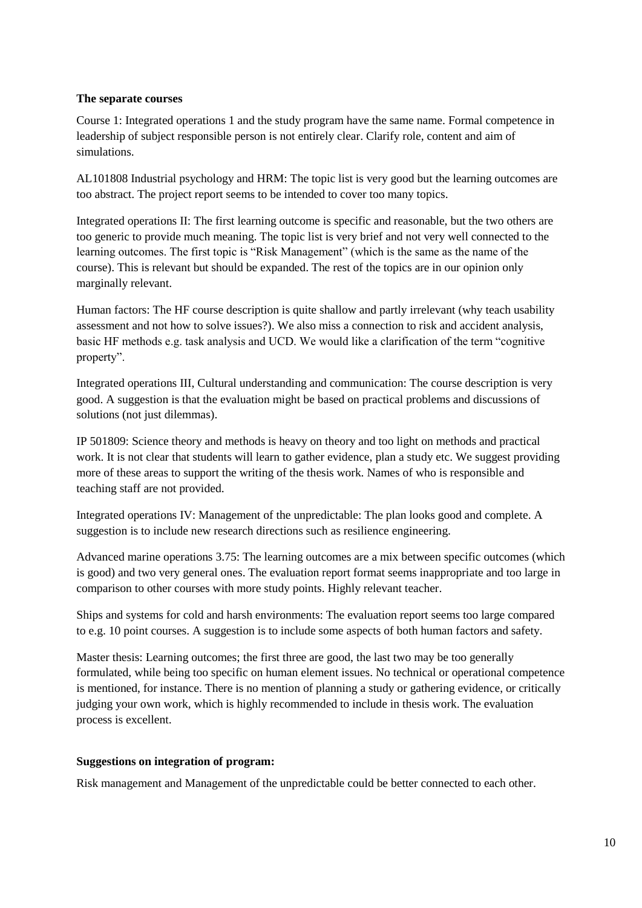**The separate courses**

Course 1: Integrated operations 1 and the study program have the same name. Formal competence in leadership of subject responsible person is not entirely clear. Clarify role, content and aim of simulations.

AL101808 Industrial psychology and HRM: The topic list is very good but the learning outcomes are too abstract. The project report seems to be intended to cover too many topics.

Integrated operations II: The first learning outcome is specific and reasonable, but the two others are too generic to provide much meaning. The topic list is very brief and not very well connected to the learning outcomes. The first topic is "Risk Management" (which is the same as the name of the course). This is relevant but should be expanded. The rest of the topics are in our opinion only marginally relevant.

Human factors: The HF course description is quite shallow and partly irrelevant (why teach usability assessment and not how to solve issues?). We also miss a connection to risk and accident analysis, basic HF methods e.g. task analysis and UCD. We would like a clarification of the term "cognitive property".

Integrated operations III, Cultural understanding and communication: The course description is very good. A suggestion is that the evaluation might be based on practical problems and discussions of solutions (not just dilemmas).

IP 501809: Science theory and methods is heavy on theory and too light on methods and practical work. It is not clear that students will learn to gather evidence, plan a study etc. We suggest providing more of these areas to support the writing of the thesis work. Names of who is responsible and teaching staff are not provided.

Integrated operations IV: Management of the unpredictable: The plan looks good and complete. A suggestion is to include new research directions such as resilience engineering.

Advanced marine operations 3.75: The learning outcomes are a mix between specific outcomes (which is good) and two very general ones. The evaluation report format seems inappropriate and too large in comparison to other courses with more study points. Highly relevant teacher.

Ships and systems for cold and harsh environments: The evaluation report seems too large compared to e.g. 10 point courses. A suggestion is to include some aspects of both human factors and safety.

Master thesis: Learning outcomes; the first three are good, the last two may be too generally formulated, while being too specific on human element issues. No technical or operational competence is mentioned, for instance. There is no mention of planning a study or gathering evidence, or critically judging your own work, which is highly recommended to include in thesis work. The evaluation process is excellent.

**Suggestions on integration of program:**

Risk management and Management of the unpredictable could be better connected to each other.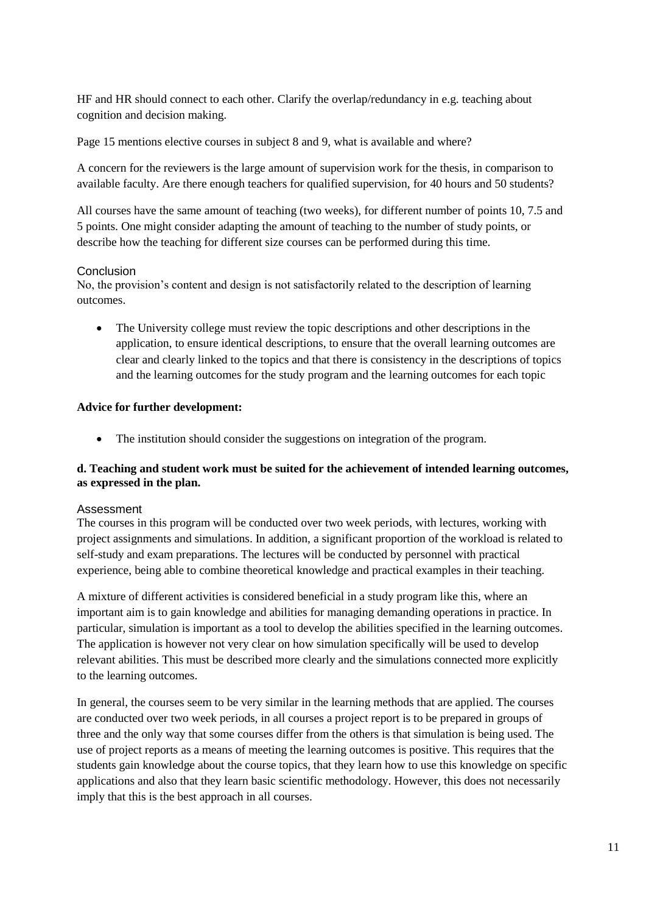HF and HR should connect to each other. Clarify the overlap/redundancy in e.g. teaching about cognition and decision making.

Page 15 mentions elective courses in subject 8 and 9, what is available and where?

A concern for the reviewers is the large amount of supervision work for the thesis, in comparison to available faculty. Are there enough teachers for qualified supervision, for 40 hours and 50 students?

All courses have the same amount of teaching (two weeks), for different number of points 10, 7.5 and 5 points. One might consider adapting the amount of teaching to the number of study points, or describe how the teaching for different size courses can be performed during this time.

### Conclusion

No, the provision's content and design is not satisfactorily related to the description of learning outcomes.

- The University college must review the topic descriptions and other descriptions in the application, to ensure identical descriptions, to ensure that the overall learning outcomes are clear and clearly linked to the topics and that there is consistency in the descriptions of topics and the learning outcomes for the study program and the learning outcomes for each topic

**Advice for further development:**

- The institution should consider the suggestions on integration of the program.

**d. Teaching and student work must be suited for the achievement of intended learning outcomes, as expressed in the plan.**

### Assessment

The courses in this program will be conducted over two week periods, with lectures, working with project assignments and simulations. In addition, a significant proportion of the workload is related to self-study and exam preparations. The lectures will be conducted by personnel with practical experience, being able to combine theoretical knowledge and practical examples in their teaching.

A mixture of different activities is considered beneficial in a study program like this, where an important aim is to gain knowledge and abilities for managing demanding operations in practice. In particular, simulation is important as a tool to develop the abilities specified in the learning outcomes. The application is however not very clear on how simulation specifically will be used to develop relevant abilities. This must be described more clearly and the simulations connected more explicitly to the learning outcomes.

In general, the courses seem to be very similar in the learning methods that are applied. The courses are conducted over two week periods, in all courses a project report is to be prepared in groups of three and the only way that some courses differ from the others is that simulation is being used. The use of project reports as a means of meeting the learning outcomes is positive. This requires that the students gain knowledge about the course topics, that they learn how to use this knowledge on specific applications and also that they learn basic scientific methodology. However, this does not necessarily imply that this is the best approach in all courses.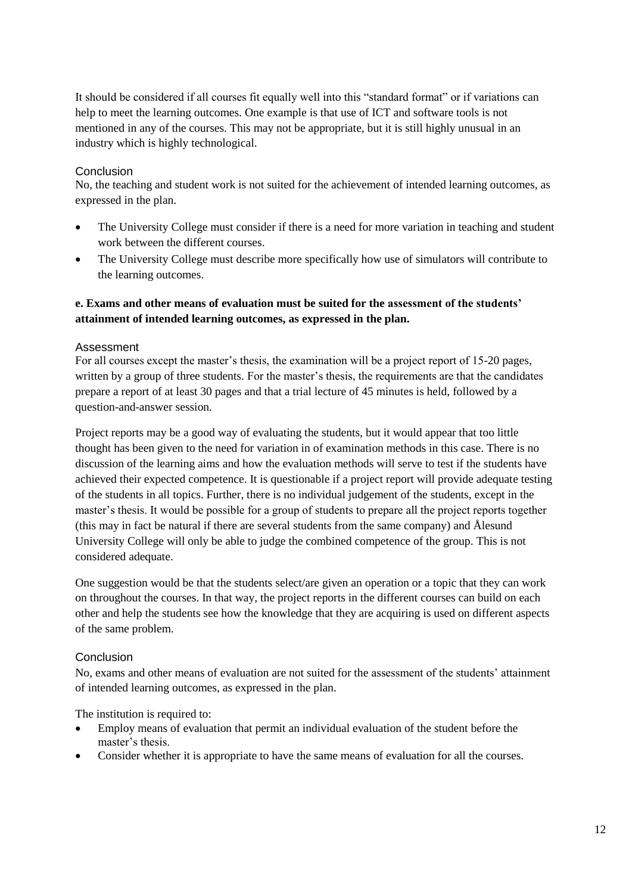It should be considered if all courses fit equally well into this "standard format" or if variations can help to meet the learning outcomes. One example is that use of ICT and software tools is not mentioned in any of the courses. This may not be appropriate, but it is still highly unusual in an industry which is highly technological.

### Conclusion

No, the teaching and student work is not suited for the achievement of intended learning outcomes, as expressed in the plan.

- The University College must consider if there is a need for more variation in teaching and student work between the different courses.
- The University College must describe more specifically how use of simulators will contribute to the learning outcomes.

**e. Exams and other means of evaluation must be suited for the assessment of the students' attainment of intended learning outcomes, as expressed in the plan.**

### Assessment

For all courses except the master's thesis, the examination will be a project report of 15-20 pages, written by a group of three students. For the master's thesis, the requirements are that the candidates prepare a report of at least 30 pages and that a trial lecture of 45 minutes is held, followed by a question-and-answer session.

Project reports may be a good way of evaluating the students, but it would appear that too little thought has been given to the need for variation in of examination methods in this case. There is no discussion of the learning aims and how the evaluation methods will serve to test if the students have achieved their expected competence. It is questionable if a project report will provide adequate testing of the students in all topics. Further, there is no individual judgement of the students, except in the master's thesis. It would be possible for a group of students to prepare all the project reports together (this may in fact be natural if there are several students from the same company) and Ålesund University College will only be able to judge the combined competence of the group. This is not considered adequate.

One suggestion would be that the students select/are given an operation or a topic that they can work on throughout the courses. In that way, the project reports in the different courses can build on each other and help the students see how the knowledge that they are acquiring is used on different aspects of the same problem.

### Conclusion

No, exams and other means of evaluation are not suited for the assessment of the students' attainment of intended learning outcomes, as expressed in the plan.

The institution is required to:

- Employ means of evaluation that permit an individual evaluation of the student before the master's thesis.
- Consider whether it is appropriate to have the same means of evaluation for all the courses.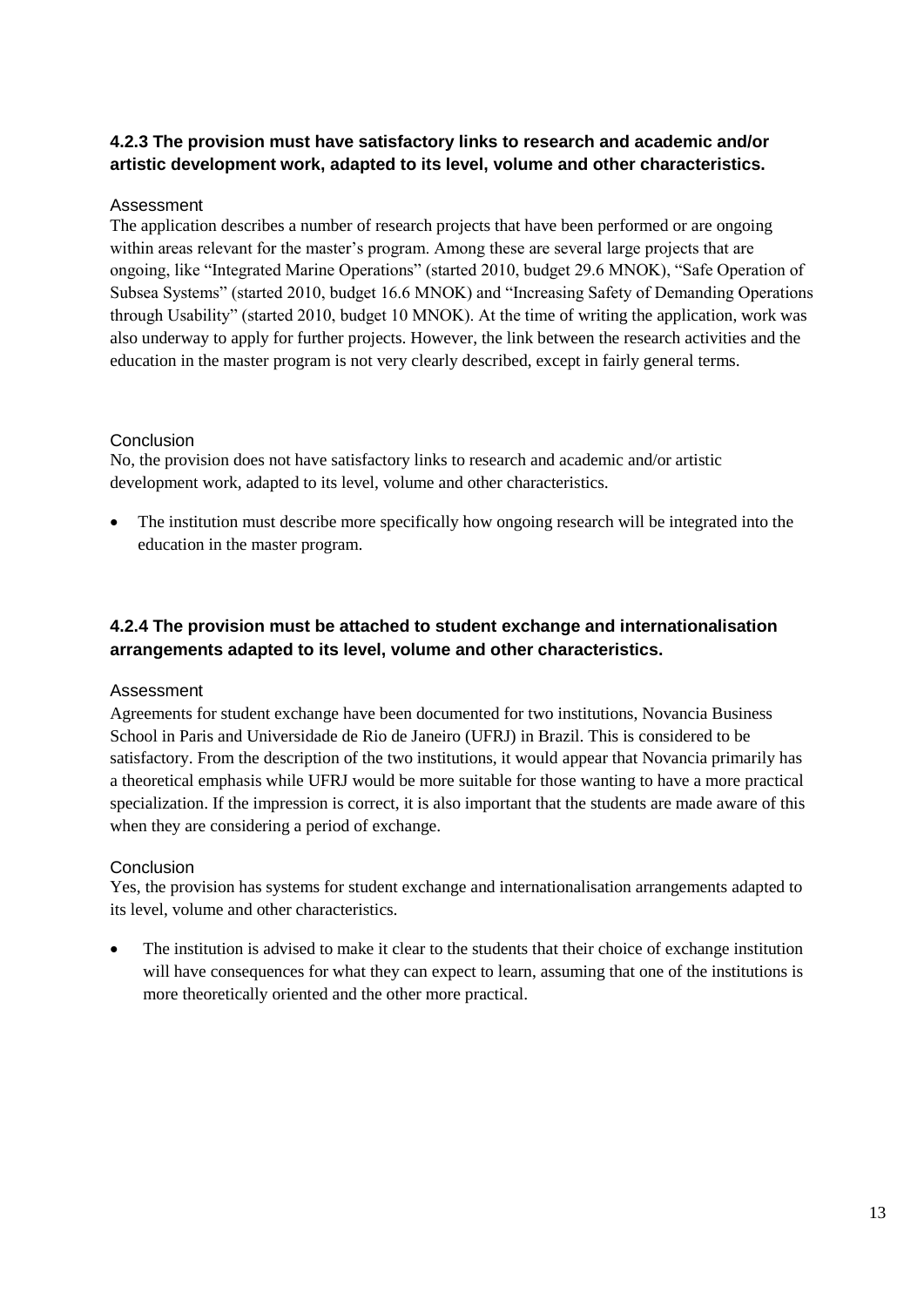### 4.2.3 The provision must have satisfactory links to research and academic and/or artistic development work, adapted to its level, volume and other characteristics.

#### Assessment

The application describes a number of research projects that have been performed or are ongoing within areas relevant for the master's program. Among these are several large projects that are ongoing, like "Integrated Marine Operations" (started 2010, budget 29.6 MNOK), "Safe Operation of Subsea Systems" (started 2010, budget 16.6 MNOK) and "Increasing Safety of Demanding Operations through Usability" (started 2010, budget 10 MNOK). At the time of writing the application, work was also underway to apply for further projects. However, the link between the research activities and the education in the master program is not very clearly described, except in fairly general terms.

#### Conclusion

No, the provision does not have satisfactory links to research and academic and/or artistic development work, adapted to its level, volume and other characteristics.

- The institution must describe more specifically how ongoing research will be integrated into the education in the master program.

### 4.2.4 The provision must be attached to student exchange and internationalisation arrangements adapted to its level, volume and other characteristics.

#### Assessment

Agreements for student exchange have been documented for two institutions, Novancia Business School in Paris and Universidade de Rio de Janeiro (UFRJ) in Brazil. This is considered to be satisfactory. From the description of the two institutions, it would appear that Novancia primarily has a theoretical emphasis while UFRJ would be more suitable for those wanting to have a more practical specialization. If the impression is correct, it is also important that the students are made aware of this when they are considering a period of exchange.

#### Conclusion

Yes, the provision has systems for student exchange and internationalisation arrangements adapted to its level, volume and other characteristics.

- The institution is advised to make it clear to the students that their choice of exchange institution will have consequences for what they can expect to learn, assuming that one of the institutions is more theoretically oriented and the other more practical.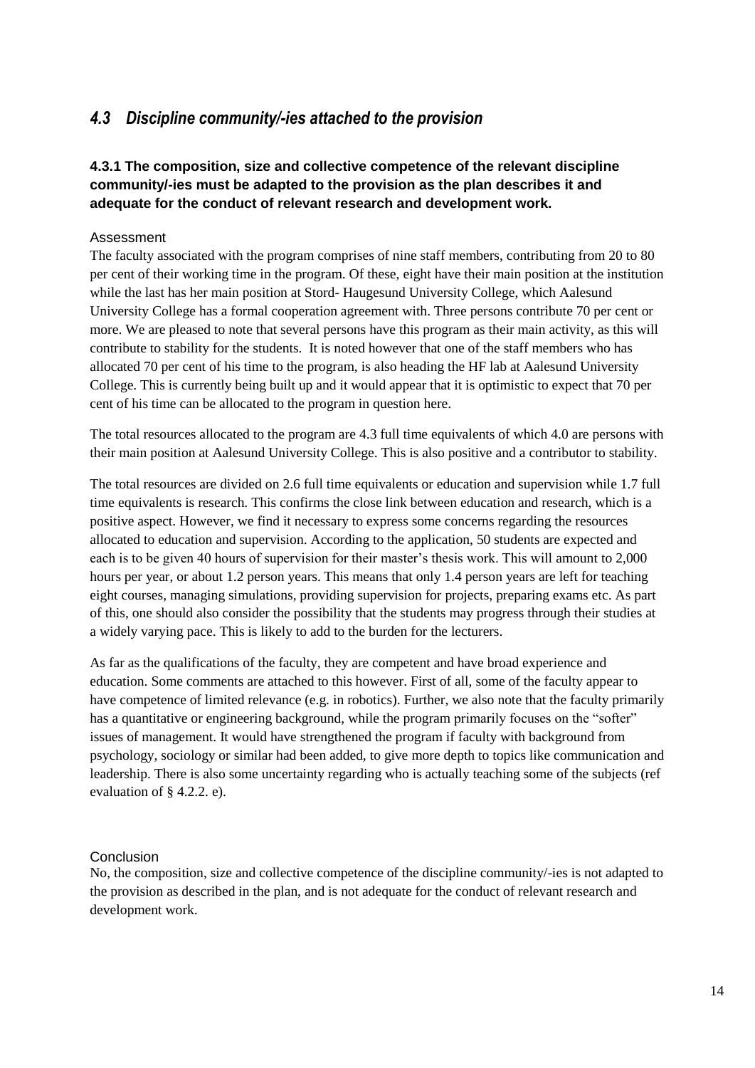## *4.3 Discipline community/-ies attached to the provision*

### 4.3.1 The composition, size and collective competence of the relevant discipline community/-ies must be adapted to the provision as the plan describes it and adequate for the conduct of relevant research and development work.

Assessment

The faculty associated with the program comprises of nine staff members, contributing from 20 to 80 per cent of their working time in the program. Of these, eight have their main position at the institution while the last has her main position at Stord- Haugesund University College, which Aalesund University College has a formal cooperation agreement with. Three persons contribute 70 per cent or more. We are pleased to note that several persons have this program as their main activity, as this will contribute to stability for the students. It is noted however that one of the staff members who has allocated 70 per cent of his time to the program, is also heading the HF lab at Aalesund University College. This is currently being built up and it would appear that it is optimistic to expect that 70 per cent of his time can be allocated to the program in question here.

The total resources allocated to the program are 4.3 full time equivalents of which 4.0 are persons with their main position at Aalesund University College. This is also positive and a contributor to stability.

The total resources are divided on 2.6 full time equivalents or education and supervision while 1.7 full time equivalents is research. This confirms the close link between education and research, which is a positive aspect. However, we find it necessary to express some concerns regarding the resources allocated to education and supervision. According to the application, 50 students are expected and each is to be given 40 hours of supervision for their master's thesis work. This will amount to 2,000 hours per year, or about 1.2 person years. This means that only 1.4 person years are left for teaching eight courses, managing simulations, providing supervision for projects, preparing exams etc. As part of this, one should also consider the possibility that the students may progress through their studies at a widely varying pace. This is likely to add to the burden for the lecturers.

As far as the qualifications of the faculty, they are competent and have broad experience and education. Some comments are attached to this however. First of all, some of the faculty appear to have competence of limited relevance (e.g. in robotics). Further, we also note that the faculty primarily has a quantitative or engineering background, while the program primarily focuses on the "softer" issues of management. It would have strengthened the program if faculty with background from psychology, sociology or similar had been added, to give more depth to topics like communication and leadership. There is also some uncertainty regarding who is actually teaching some of the subjects (ref evaluation of § 4.2.2. e).

Conclusion

No, the composition, size and collective competence of the discipline community/-ies is not adapted to the provision as described in the plan, and is not adequate for the conduct of relevant research and development work.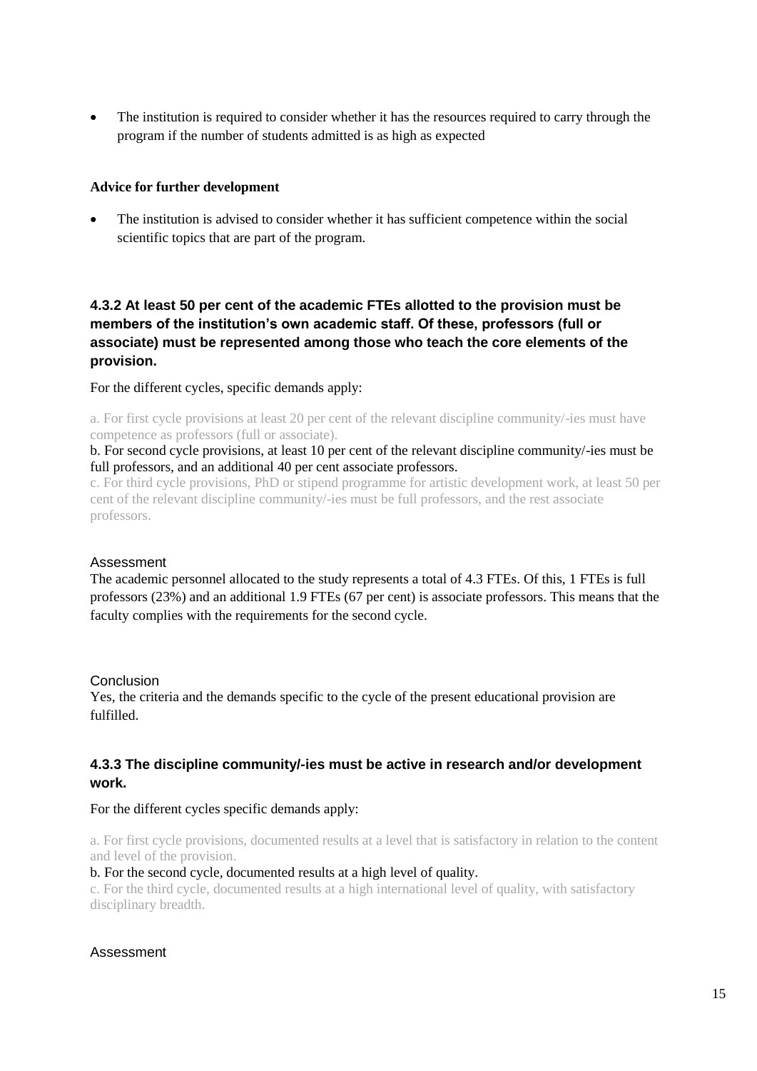- The institution is required to consider whether it has the resources required to carry through the program if the number of students admitted is as high as expected

**Advice for further development**

- The institution is advised to consider whether it has sufficient competence within the social scientific topics that are part of the program.

### 4.3.2 At least 50 per cent of the academic FTEs allotted to the provision must be members of the institution's own academic staff. Of these, professors (full or associate) must be represented among those who teach the core elements of the provision.

For the different cycles, specific demands apply:

a. For first cycle provisions at least 20 per cent of the relevant discipline community/-ies must have competence as professors (full or associate).

b. For second cycle provisions, at least 10 per cent of the relevant discipline community/-ies must be full professors, and an additional 40 per cent associate professors.

c. For third cycle provisions, PhD or stipend programme for artistic development work, at least 50 per cent of the relevant discipline community/-ies must be full professors, and the rest associate professors.

Assessment

The academic personnel allocated to the study represents a total of 4.3 FTEs. Of this, 1 FTEs is full professors (23%) and an additional 1.9 FTEs (67 per cent) is associate professors. This means that the faculty complies with the requirements for the second cycle.

Conclusion

Yes, the criteria and the demands specific to the cycle of the present educational provision are fulfilled.

### 4.3.3 The discipline community/-ies must be active in research and/or development work.

For the different cycles specific demands apply:

a. For first cycle provisions, documented results at a level that is satisfactory in relation to the content and level of the provision.

b. For the second cycle, documented results at a high level of quality.

c. For the third cycle, documented results at a high international level of quality, with satisfactory disciplinary breadth.

Assessment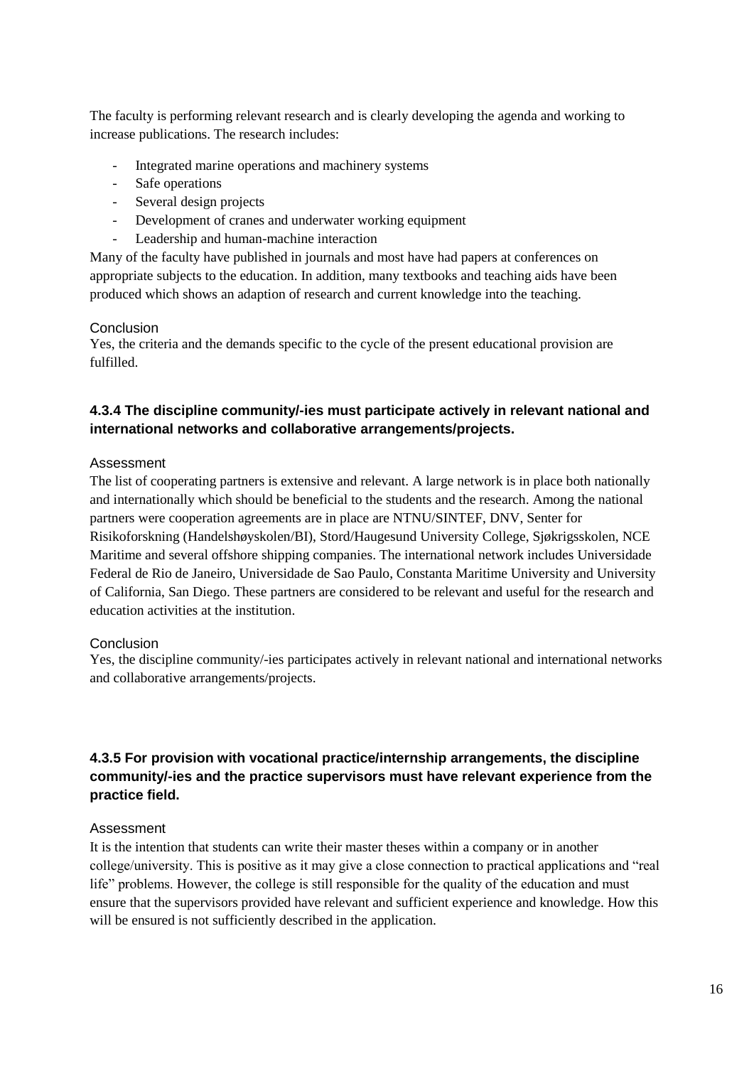The faculty is performing relevant research and is clearly developing the agenda and working to increase publications. The research includes:

- Integrated marine operations and machinery systems
- Safe operations
- Several design projects
- Development of cranes and underwater working equipment
- Leadership and human-machine interaction

Many of the faculty have published in journals and most have had papers at conferences on appropriate subjects to the education. In addition, many textbooks and teaching aids have been produced which shows an adaption of research and current knowledge into the teaching.

Conclusion

Yes, the criteria and the demands specific to the cycle of the present educational provision are fulfilled.

### 4.3.4 The discipline community/-ies must participate actively in relevant national and international networks and collaborative arrangements/projects.

Assessment

The list of cooperating partners is extensive and relevant. A large network is in place both nationally and internationally which should be beneficial to the students and the research. Among the national partners were cooperation agreements are in place are NTNU/SINTEF, DNV, Senter for Risikoforskning (Handelshøyskolen/BI), Stord/Haugesund University College, Sjøkrigsskolen, NCE Maritime and several offshore shipping companies. The international network includes Universidade Federal de Rio de Janeiro, Universidade de Sao Paulo, Constanta Maritime University and University of California, San Diego. These partners are considered to be relevant and useful for the research and education activities at the institution.

Conclusion

Yes, the discipline community/-ies participates actively in relevant national and international networks and collaborative arrangements/projects.

### 4.3.5 For provision with vocational practice/internship arrangements, the discipline community/-ies and the practice supervisors must have relevant experience from the practice field.

Assessment

It is the intention that students can write their master theses within a company or in another college/university. This is positive as it may give a close connection to practical applications and "real life" problems. However, the college is still responsible for the quality of the education and must ensure that the supervisors provided have relevant and sufficient experience and knowledge. How this will be ensured is not sufficiently described in the application.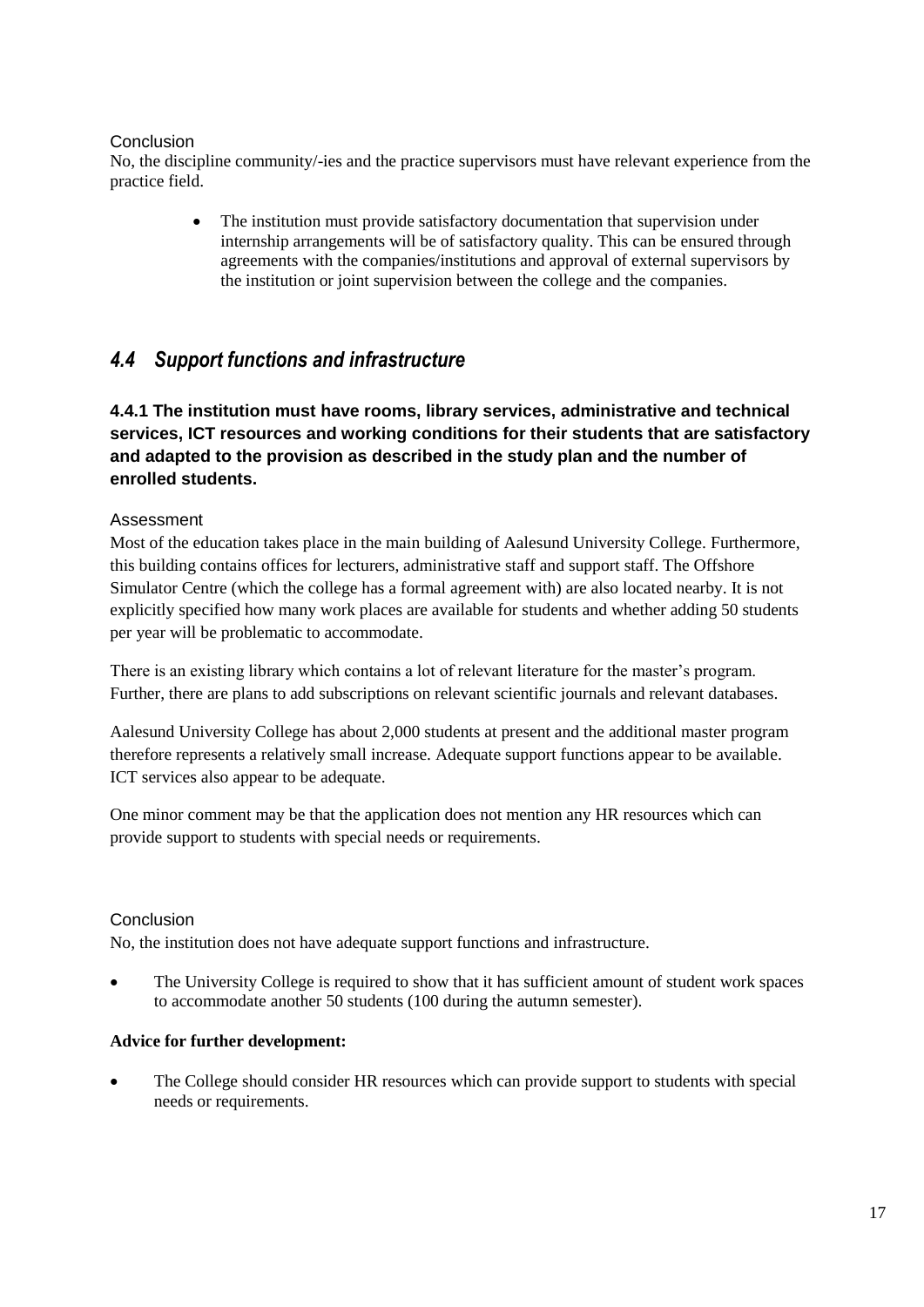Conclusion

No, the discipline community/-ies and the practice supervisors must have relevant experience from the practice field.

- The institution must provide satisfactory documentation that supervision under internship arrangements will be of satisfactory quality. This can be ensured through agreements with the companies/institutions and approval of external supervisors by the institution or joint supervision between the college and the companies.

## *4.4 Support functions and infrastructure*

### 4.4.1 The institution must have rooms, library services, administrative and technical services, ICT resources and working conditions for their students that are satisfactory and adapted to the provision as described in the study plan and the number of enrolled students.

Assessment

Most of the education takes place in the main building of Aalesund University College. Furthermore, this building contains offices for lecturers, administrative staff and support staff. The Offshore Simulator Centre (which the college has a formal agreement with) are also located nearby. It is not explicitly specified how many work places are available for students and whether adding 50 students per year will be problematic to accommodate.

There is an existing library which contains a lot of relevant literature for the master's program. Further, there are plans to add subscriptions on relevant scientific journals and relevant databases.

Aalesund University College has about 2,000 students at present and the additional master program therefore represents a relatively small increase. Adequate support functions appear to be available. ICT services also appear to be adequate.

One minor comment may be that the application does not mention any HR resources which can provide support to students with special needs or requirements.

Conclusion

No, the institution does not have adequate support functions and infrastructure.

- The University College is required to show that it has sufficient amount of student work spaces to accommodate another 50 students (100 during the autumn semester).

**Advice for further development:**

- The College should consider HR resources which can provide support to students with special needs or requirements.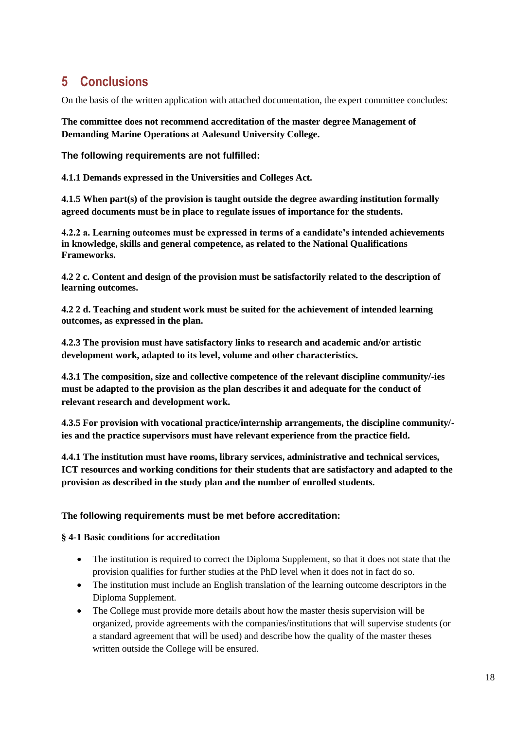# 5 Conclusions

On the basis of the written application with attached documentation, the expert committee concludes:

**The committee does not recommend accreditation of the master degree Management of Demanding Marine Operations at Aalesund University College.**

**The following requirements are not fulfilled:**

**4.1.1 Demands expressed in the Universities and Colleges Act.**

**4.1.5 When part(s) of the provision is taught outside the degree awarding institution formally agreed documents must be in place to regulate issues of importance for the students.**

**4.2.2 a. Learning outcomes must be expressed in terms of a candidate's intended achievements in knowledge, skills and general competence, as related to the National Qualifications Frameworks.**

**4.2 2 c. Content and design of the provision must be satisfactorily related to the description of learning outcomes.**

**4.2 2 d. Teaching and student work must be suited for the achievement of intended learning outcomes, as expressed in the plan.**

**4.2.3 The provision must have satisfactory links to research and academic and/or artistic development work, adapted to its level, volume and other characteristics.**

**4.3.1 The composition, size and collective competence of the relevant discipline community/-ies must be adapted to the provision as the plan describes it and adequate for the conduct of relevant research and development work.**

**4.3.5 For provision with vocational practice/internship arrangements, the discipline community/-ies and the practice supervisors must have relevant experience from the practice field.**

**4.4.1 The institution must have rooms, library services, administrative and technical services, ICT resources and working conditions for their students that are satisfactory and adapted to the provision as described in the study plan and the number of enrolled students.**

**The following requirements must be met before accreditation:**

**§ 4-1 Basic conditions for accreditation**

- The institution is required to correct the Diploma Supplement, so that it does not state that the provision qualifies for further studies at the PhD level when it does not in fact do so.
- The institution must include an English translation of the learning outcome descriptors in the Diploma Supplement.
- The College must provide more details about how the master thesis supervision will be organized, provide agreements with the companies/institutions that will supervise students (or a standard agreement that will be used) and describe how the quality of the master theses written outside the College will be ensured.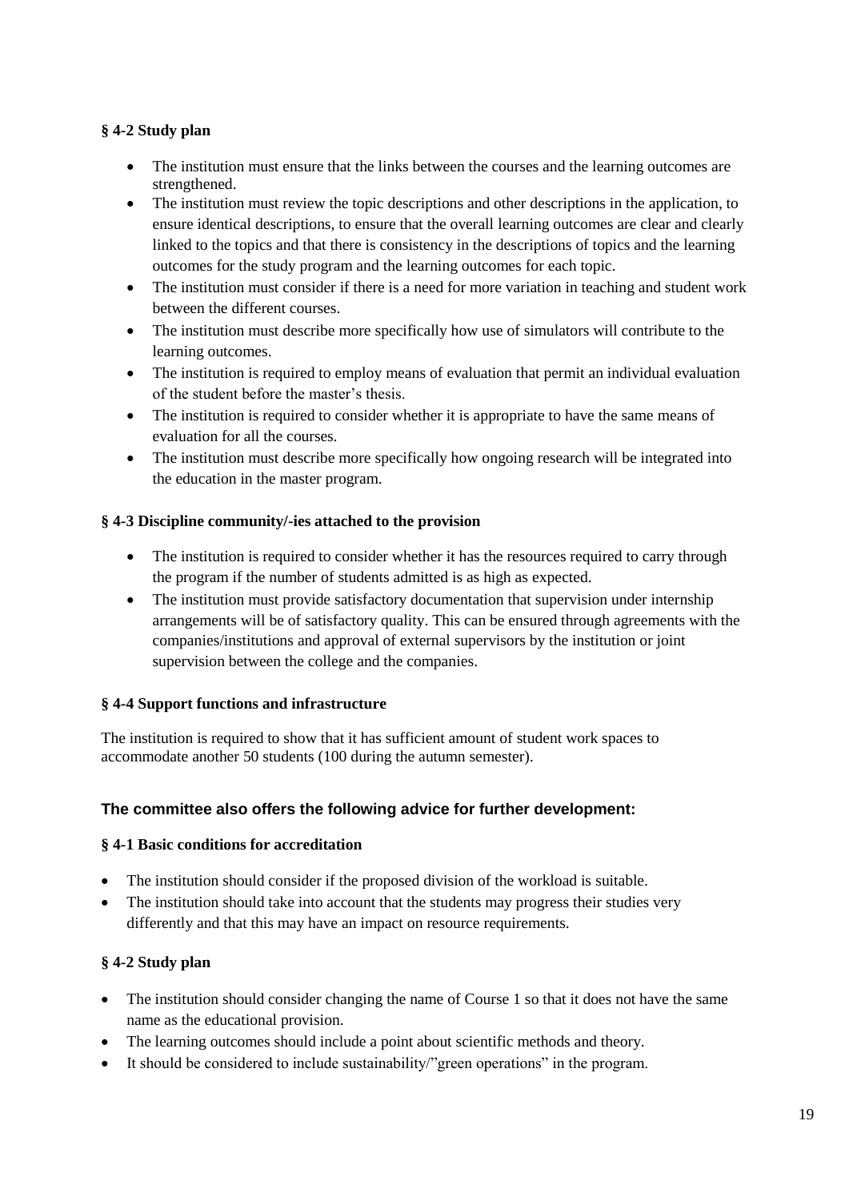**§ 4-2 Study plan**

- The institution must ensure that the links between the courses and the learning outcomes are strengthened.
- The institution must review the topic descriptions and other descriptions in the application, to ensure identical descriptions, to ensure that the overall learning outcomes are clear and clearly linked to the topics and that there is consistency in the descriptions of topics and the learning outcomes for the study program and the learning outcomes for each topic.
- The institution must consider if there is a need for more variation in teaching and student work between the different courses.
- The institution must describe more specifically how use of simulators will contribute to the learning outcomes.
- The institution is required to employ means of evaluation that permit an individual evaluation of the student before the master's thesis.
- The institution is required to consider whether it is appropriate to have the same means of evaluation for all the courses.
- The institution must describe more specifically how ongoing research will be integrated into the education in the master program.

**§ 4-3 Discipline community/-ies attached to the provision**

- The institution is required to consider whether it has the resources required to carry through the program if the number of students admitted is as high as expected.
- The institution must provide satisfactory documentation that supervision under internship arrangements will be of satisfactory quality. This can be ensured through agreements with the companies/institutions and approval of external supervisors by the institution or joint supervision between the college and the companies.

**§ 4-4 Support functions and infrastructure**

The institution is required to show that it has sufficient amount of student work spaces to accommodate another 50 students (100 during the autumn semester).

### The committee also offers the following advice for further development:

**§ 4-1 Basic conditions for accreditation**

- The institution should consider if the proposed division of the workload is suitable.
- The institution should take into account that the students may progress their studies very differently and that this may have an impact on resource requirements.

**§ 4-2 Study plan**

- The institution should consider changing the name of Course 1 so that it does not have the same name as the educational provision.
- The learning outcomes should include a point about scientific methods and theory.
- It should be considered to include sustainability/"green operations" in the program.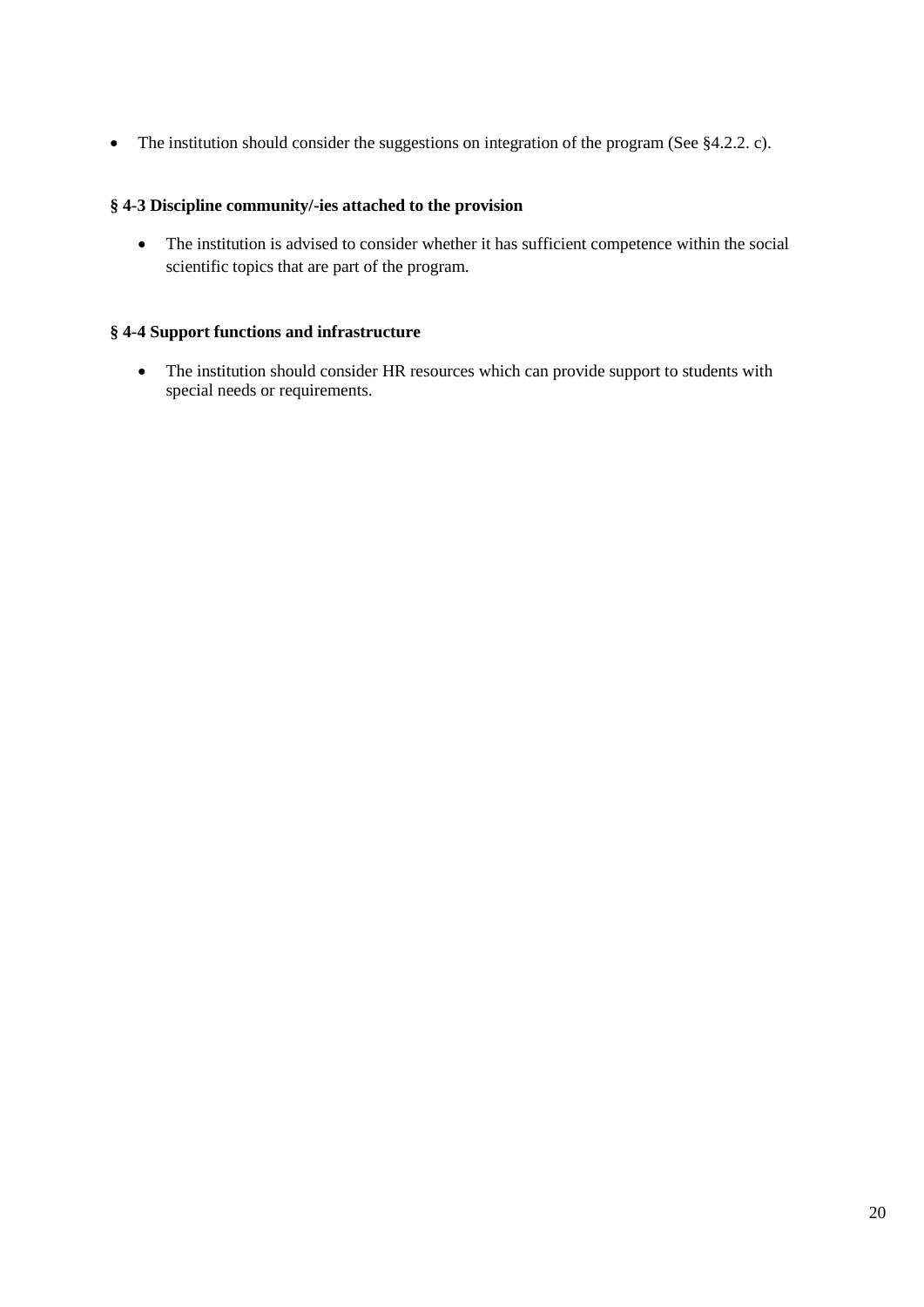- The institution should consider the suggestions on integration of the program (See §4.2.2. c).

**§ 4-3 Discipline community/-ies attached to the provision**

- The institution is advised to consider whether it has sufficient competence within the social scientific topics that are part of the program.

**§ 4-4 Support functions and infrastructure**

- The institution should consider HR resources which can provide support to students with special needs or requirements.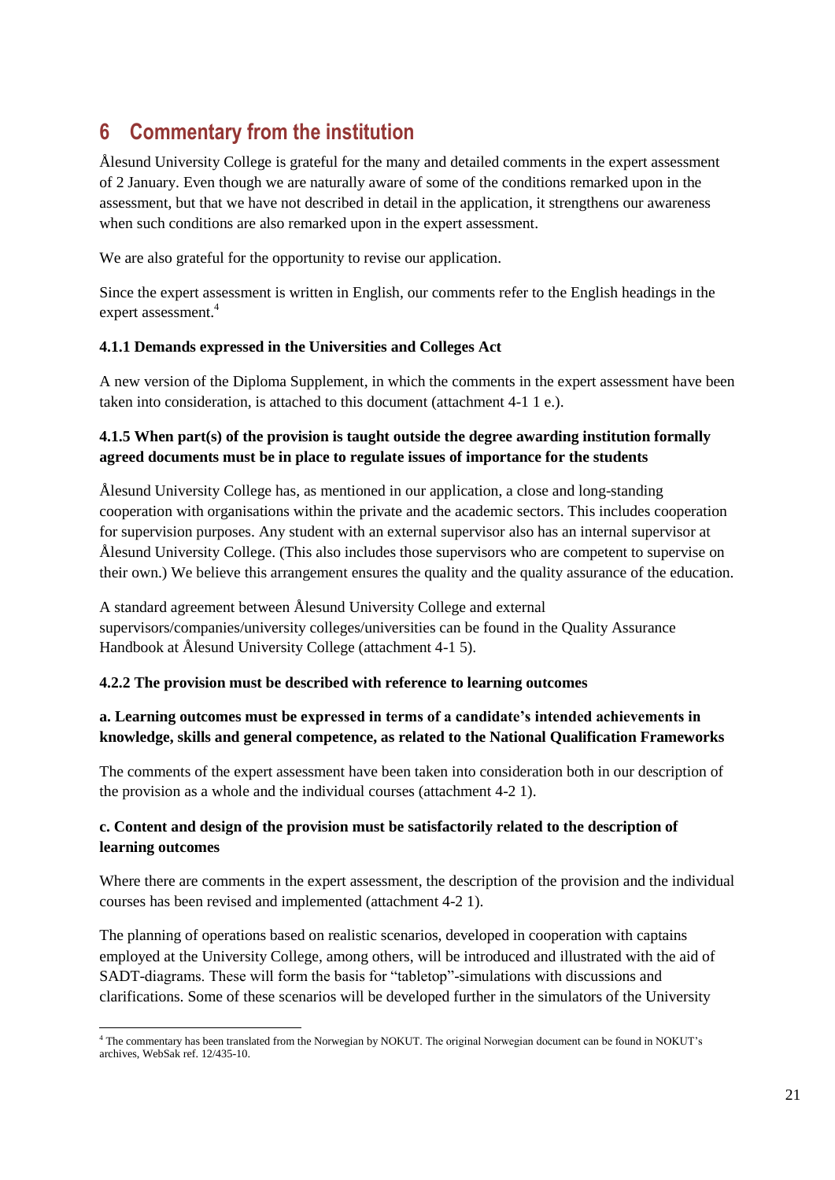# 6 Commentary from the institution

Ålesund University College is grateful for the many and detailed comments in the expert assessment of 2 January. Even though we are naturally aware of some of the conditions remarked upon in the assessment, but that we have not described in detail in the application, it strengthens our awareness when such conditions are also remarked upon in the expert assessment.

We are also grateful for the opportunity to revise our application.

Since the expert assessment is written in English, our comments refer to the English headings in the expert assessment.[4]

**4.1.1 Demands expressed in the Universities and Colleges Act**

A new version of the Diploma Supplement, in which the comments in the expert assessment have been taken into consideration, is attached to this document (attachment 4-1 1 e.).

**4.1.5 When part(s) of the provision is taught outside the degree awarding institution formally agreed documents must be in place to regulate issues of importance for the students**

Ålesund University College has, as mentioned in our application, a close and long-standing cooperation with organisations within the private and the academic sectors. This includes cooperation for supervision purposes. Any student with an external supervisor also has an internal supervisor at Ålesund University College. (This also includes those supervisors who are competent to supervise on their own.) We believe this arrangement ensures the quality and the quality assurance of the education.

A standard agreement between Ålesund University College and external supervisors/companies/university colleges/universities can be found in the Quality Assurance Handbook at Ålesund University College (attachment 4-1 5).

**4.2.2 The provision must be described with reference to learning outcomes**

**a. Learning outcomes must be expressed in terms of a candidate's intended achievements in knowledge, skills and general competence, as related to the National Qualification Frameworks**

The comments of the expert assessment have been taken into consideration both in our description of the provision as a whole and the individual courses (attachment 4-2 1).

**c. Content and design of the provision must be satisfactorily related to the description of learning outcomes**

Where there are comments in the expert assessment, the description of the provision and the individual courses has been revised and implemented (attachment 4-2 1).

The planning of operations based on realistic scenarios, developed in cooperation with captains employed at the University College, among others, will be introduced and illustrated with the aid of SADT-diagrams. These will form the basis for "tabletop"-simulations with discussions and clarifications. Some of these scenarios will be developed further in the simulators of the University

[4] The commentary has been translated from the Norwegian by NOKUT. The original Norwegian document can be found in NOKUT's archives, WebSak ref. 12/435-10.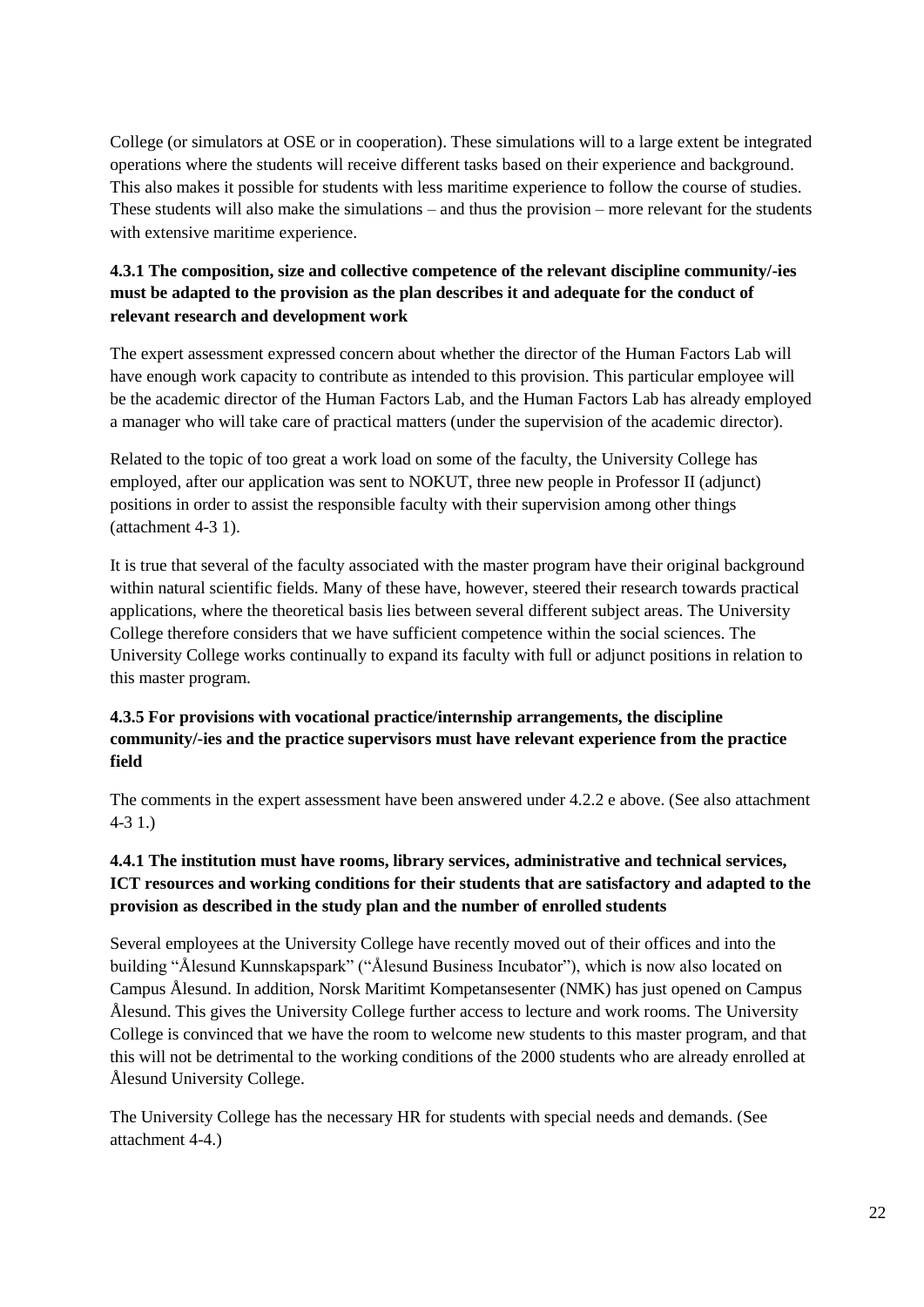College (or simulators at OSE or in cooperation). These simulations will to a large extent be integrated operations where the students will receive different tasks based on their experience and background. This also makes it possible for students with less maritime experience to follow the course of studies. These students will also make the simulations – and thus the provision – more relevant for the students with extensive maritime experience.

### 4.3.1 The composition, size and collective competence of the relevant discipline community/-ies must be adapted to the provision as the plan describes it and adequate for the conduct of relevant research and development work

The expert assessment expressed concern about whether the director of the Human Factors Lab will have enough work capacity to contribute as intended to this provision. This particular employee will be the academic director of the Human Factors Lab, and the Human Factors Lab has already employed a manager who will take care of practical matters (under the supervision of the academic director).

Related to the topic of too great a work load on some of the faculty, the University College has employed, after our application was sent to NOKUT, three new people in Professor II (adjunct) positions in order to assist the responsible faculty with their supervision among other things (attachment 4-3 1).

It is true that several of the faculty associated with the master program have their original background within natural scientific fields. Many of these have, however, steered their research towards practical applications, where the theoretical basis lies between several different subject areas. The University College therefore considers that we have sufficient competence within the social sciences. The University College works continually to expand its faculty with full or adjunct positions in relation to this master program.

### 4.3.5 For provisions with vocational practice/internship arrangements, the discipline community/-ies and the practice supervisors must have relevant experience from the practice field

The comments in the expert assessment have been answered under 4.2.2 e above. (See also attachment 4-3 1.)

### 4.4.1 The institution must have rooms, library services, administrative and technical services, ICT resources and working conditions for their students that are satisfactory and adapted to the provision as described in the study plan and the number of enrolled students

Several employees at the University College have recently moved out of their offices and into the building "Ålesund Kunnskapspark" ("Ålesund Business Incubator"), which is now also located on Campus Ålesund. In addition, Norsk Maritimt Kompetansesenter (NMK) has just opened on Campus Ålesund. This gives the University College further access to lecture and work rooms. The University College is convinced that we have the room to welcome new students to this master program, and that this will not be detrimental to the working conditions of the 2000 students who are already enrolled at Ålesund University College.

The University College has the necessary HR for students with special needs and demands. (See attachment 4-4.)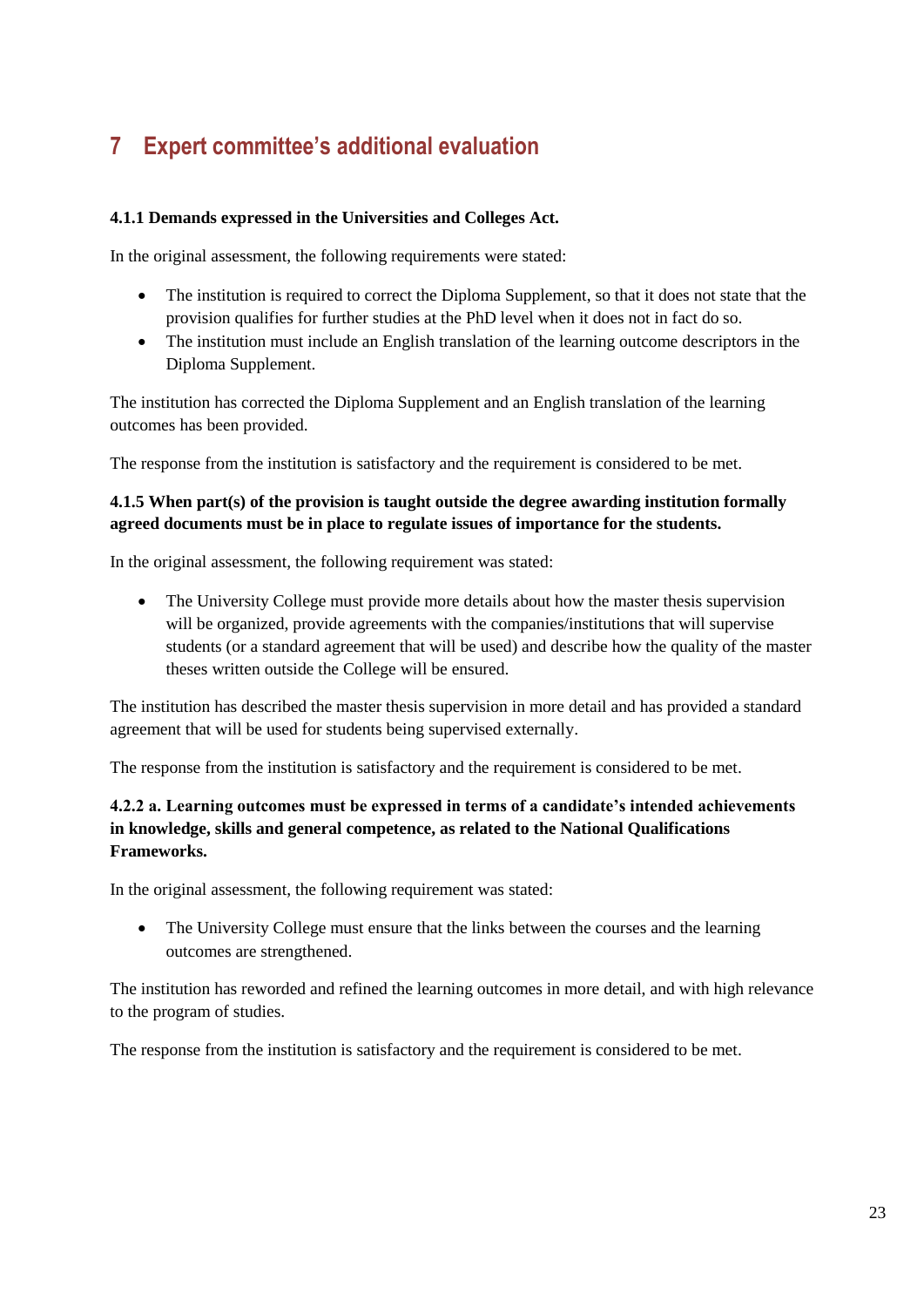# 7 Expert committee's additional evaluation

**4.1.1 Demands expressed in the Universities and Colleges Act.**

In the original assessment, the following requirements were stated:

- The institution is required to correct the Diploma Supplement, so that it does not state that the provision qualifies for further studies at the PhD level when it does not in fact do so.
- The institution must include an English translation of the learning outcome descriptors in the Diploma Supplement.

The institution has corrected the Diploma Supplement and an English translation of the learning outcomes has been provided.

The response from the institution is satisfactory and the requirement is considered to be met.

**4.1.5 When part(s) of the provision is taught outside the degree awarding institution formally agreed documents must be in place to regulate issues of importance for the students.**

In the original assessment, the following requirement was stated:

- The University College must provide more details about how the master thesis supervision will be organized, provide agreements with the companies/institutions that will supervise students (or a standard agreement that will be used) and describe how the quality of the master theses written outside the College will be ensured.

The institution has described the master thesis supervision in more detail and has provided a standard agreement that will be used for students being supervised externally.

The response from the institution is satisfactory and the requirement is considered to be met.

**4.2.2 a. Learning outcomes must be expressed in terms of a candidate's intended achievements in knowledge, skills and general competence, as related to the National Qualifications Frameworks.**

In the original assessment, the following requirement was stated:

- The University College must ensure that the links between the courses and the learning outcomes are strengthened.

The institution has reworded and refined the learning outcomes in more detail, and with high relevance to the program of studies.

The response from the institution is satisfactory and the requirement is considered to be met.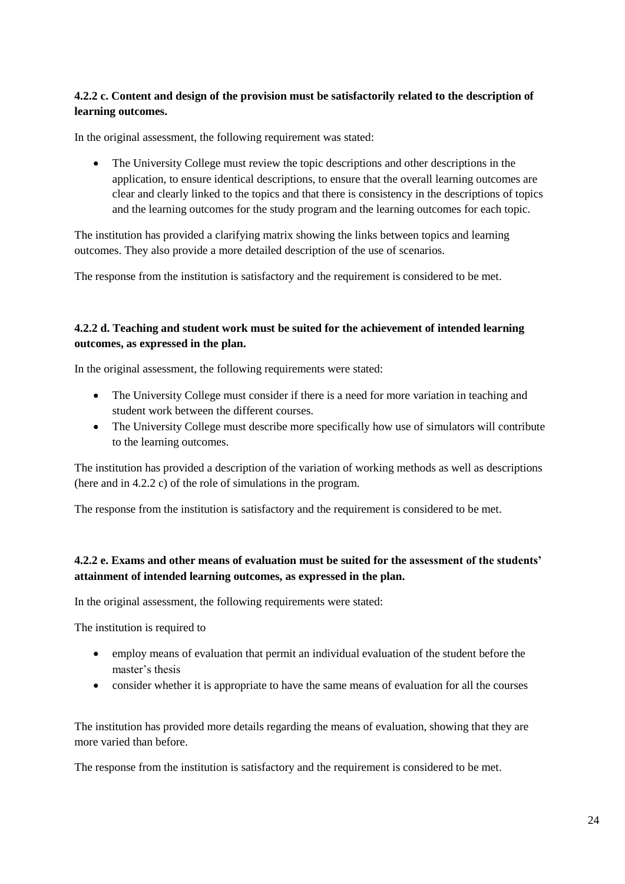**4.2.2 c. Content and design of the provision must be satisfactorily related to the description of learning outcomes.**

In the original assessment, the following requirement was stated:

- The University College must review the topic descriptions and other descriptions in the application, to ensure identical descriptions, to ensure that the overall learning outcomes are clear and clearly linked to the topics and that there is consistency in the descriptions of topics and the learning outcomes for the study program and the learning outcomes for each topic.

The institution has provided a clarifying matrix showing the links between topics and learning outcomes. They also provide a more detailed description of the use of scenarios.

The response from the institution is satisfactory and the requirement is considered to be met.

**4.2.2 d. Teaching and student work must be suited for the achievement of intended learning outcomes, as expressed in the plan.**

In the original assessment, the following requirements were stated:

- The University College must consider if there is a need for more variation in teaching and student work between the different courses.
- The University College must describe more specifically how use of simulators will contribute to the learning outcomes.

The institution has provided a description of the variation of working methods as well as descriptions (here and in 4.2.2 c) of the role of simulations in the program.

The response from the institution is satisfactory and the requirement is considered to be met.

**4.2.2 e. Exams and other means of evaluation must be suited for the assessment of the students' attainment of intended learning outcomes, as expressed in the plan.**

In the original assessment, the following requirements were stated:

The institution is required to

- employ means of evaluation that permit an individual evaluation of the student before the master's thesis
- consider whether it is appropriate to have the same means of evaluation for all the courses

The institution has provided more details regarding the means of evaluation, showing that they are more varied than before.

The response from the institution is satisfactory and the requirement is considered to be met.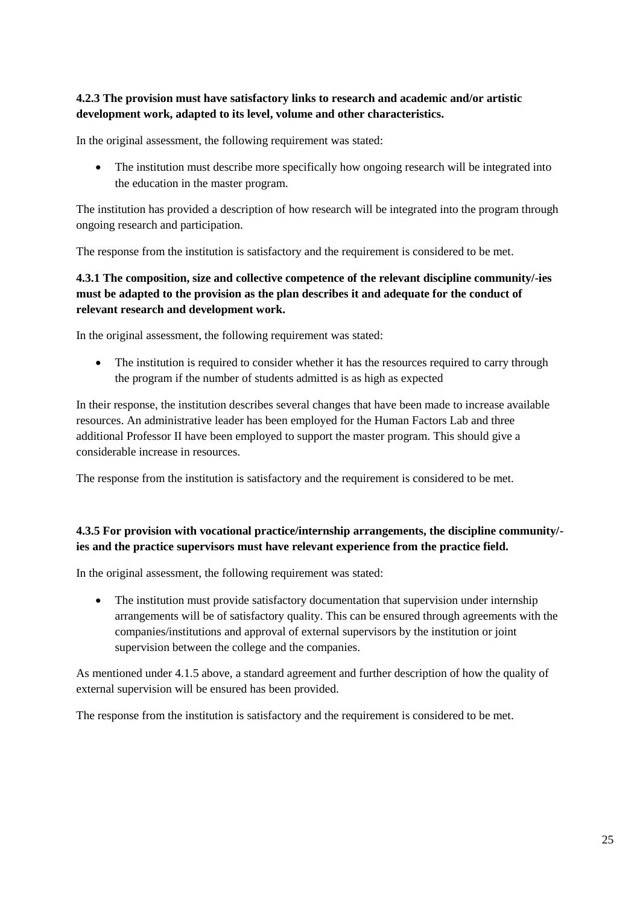**4.2.3 The provision must have satisfactory links to research and academic and/or artistic development work, adapted to its level, volume and other characteristics.**

In the original assessment, the following requirement was stated:

- The institution must describe more specifically how ongoing research will be integrated into the education in the master program.

The institution has provided a description of how research will be integrated into the program through ongoing research and participation.

The response from the institution is satisfactory and the requirement is considered to be met.

**4.3.1 The composition, size and collective competence of the relevant discipline community/-ies must be adapted to the provision as the plan describes it and adequate for the conduct of relevant research and development work.**

In the original assessment, the following requirement was stated:

- The institution is required to consider whether it has the resources required to carry through the program if the number of students admitted is as high as expected

In their response, the institution describes several changes that have been made to increase available resources. An administrative leader has been employed for the Human Factors Lab and three additional Professor II have been employed to support the master program. This should give a considerable increase in resources.

The response from the institution is satisfactory and the requirement is considered to be met.

**4.3.5 For provision with vocational practice/internship arrangements, the discipline community/-ies and the practice supervisors must have relevant experience from the practice field.**

In the original assessment, the following requirement was stated:

- The institution must provide satisfactory documentation that supervision under internship arrangements will be of satisfactory quality. This can be ensured through agreements with the companies/institutions and approval of external supervisors by the institution or joint supervision between the college and the companies.

As mentioned under 4.1.5 above, a standard agreement and further description of how the quality of external supervision will be ensured has been provided.

The response from the institution is satisfactory and the requirement is considered to be met.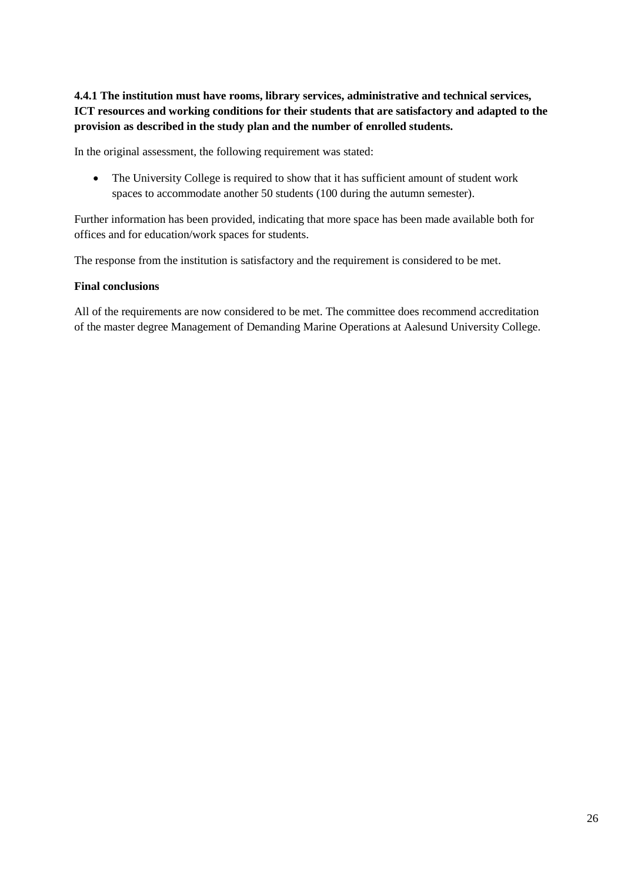**4.4.1 The institution must have rooms, library services, administrative and technical services, ICT resources and working conditions for their students that are satisfactory and adapted to the provision as described in the study plan and the number of enrolled students.**

In the original assessment, the following requirement was stated:

- The University College is required to show that it has sufficient amount of student work spaces to accommodate another 50 students (100 during the autumn semester).

Further information has been provided, indicating that more space has been made available both for offices and for education/work spaces for students.

The response from the institution is satisfactory and the requirement is considered to be met.

**Final conclusions**

All of the requirements are now considered to be met. The committee does recommend accreditation of the master degree Management of Demanding Marine Operations at Aalesund University College.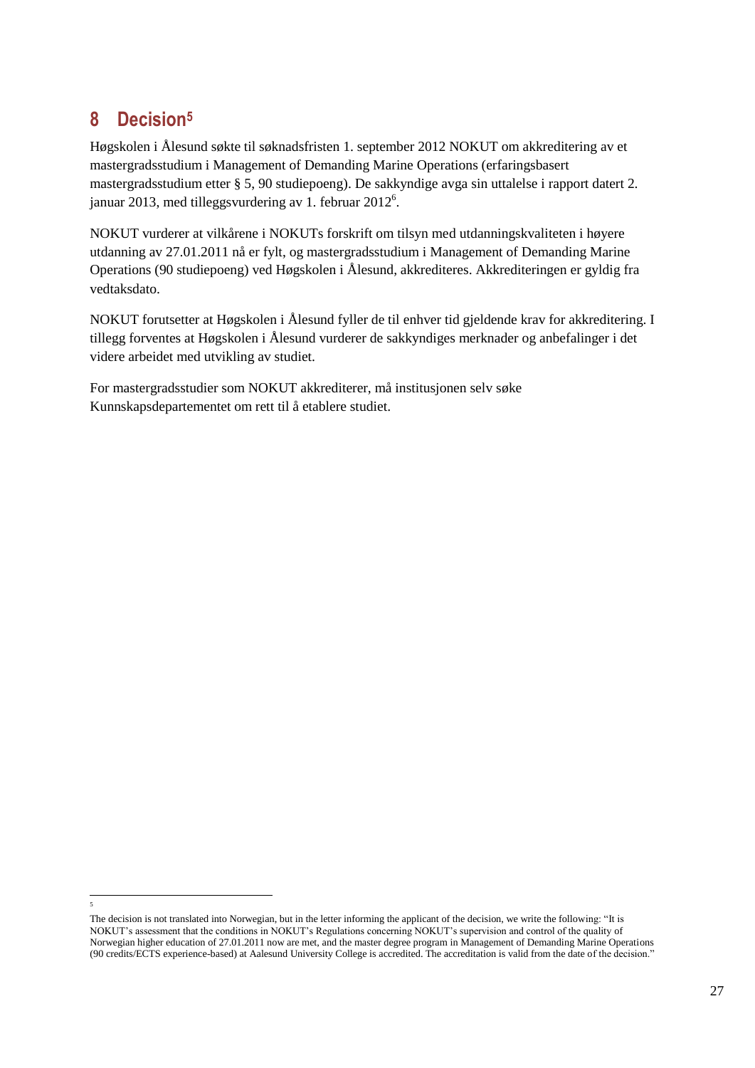# 8 Decision[5]

Høgskolen i Ålesund søkte til søknadsfristen 1. september 2012 NOKUT om akkreditering av et mastergradsstudium i Management of Demanding Marine Operations (erfaringsbasert mastergradsstudium etter § 5, 90 studiepoeng). De sakkyndige avga sin uttalelse i rapport datert 2. januar 2013, med tilleggsvurdering av 1. februar 2012[6].

NOKUT vurderer at vilkårene i NOKUTs forskrift om tilsyn med utdanningskvaliteten i høyere utdanning av 27.01.2011 nå er fylt, og mastergradsstudium i Management of Demanding Marine Operations (90 studiepoeng) ved Høgskolen i Ålesund, akkrediteres. Akkrediteringen er gyldig fra vedtaksdato.

NOKUT forutsetter at Høgskolen i Ålesund fyller de til enhver tid gjeldende krav for akkreditering. I tillegg forventes at Høgskolen i Ålesund vurderer de sakkyndiges merknader og anbefalinger i det videre arbeidet med utvikling av studiet.

For mastergradsstudier som NOKUT akkrediterer, må institusjonen selv søke Kunnskapsdepartementet om rett til å etablere studiet.

---

[5] The decision is not translated into Norwegian, but in the letter informing the applicant of the decision, we write the following: "It is NOKUT's assessment that the conditions in NOKUT's Regulations concerning NOKUT's supervision and control of the quality of Norwegian higher education of 27.01.2011 now are met, and the master degree program in Management of Demanding Marine Operations (90 credits/ECTS experience-based) at Aalesund University College is accredited. The accreditation is valid from the date of the decision."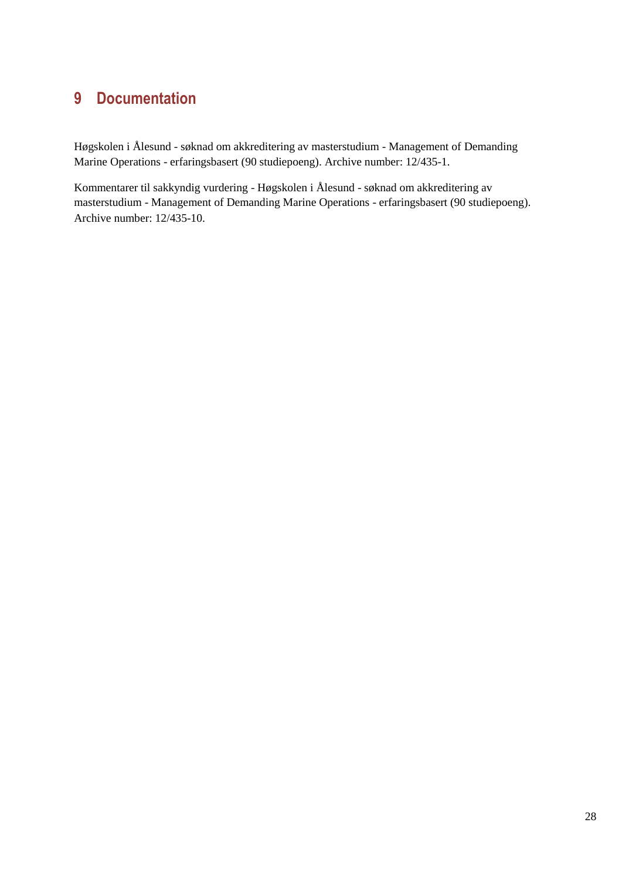# 9 Documentation

Høgskolen i Ålesund - søknad om akkreditering av masterstudium - Management of Demanding Marine Operations - erfaringsbasert (90 studiepoeng). Archive number: 12/435-1.

Kommentarer til sakkyndig vurdering - Høgskolen i Ålesund - søknad om akkreditering av masterstudium - Management of Demanding Marine Operations - erfaringsbasert (90 studiepoeng). Archive number: 12/435-10.